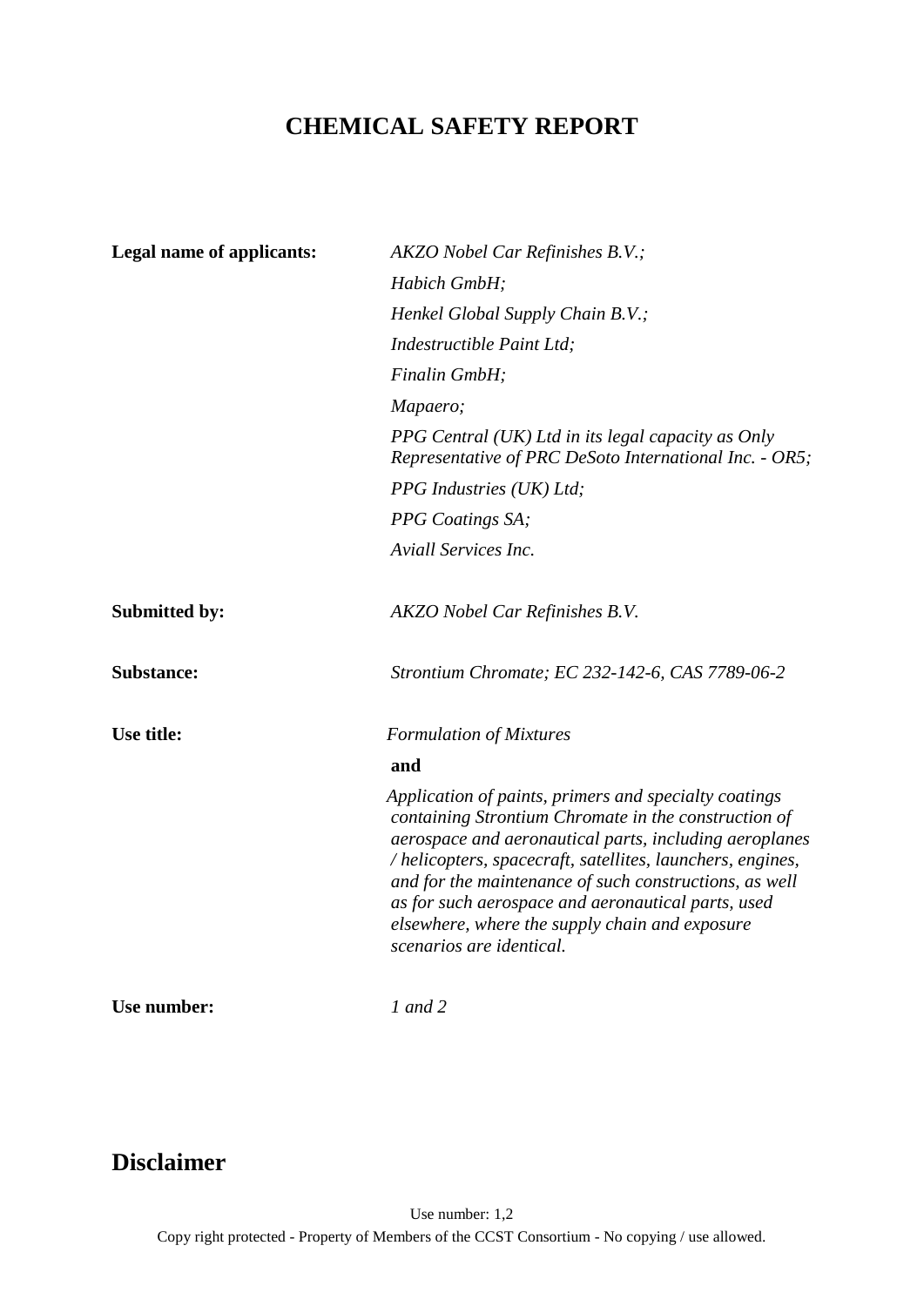# CHEMICAL SAFETY REPORT

| | |
|---|---|
| **Legal name of applicants:** | *AKZO Nobel Car Refinishes B.V.;* |
| | *Habich GmbH;* |
| | *Henkel Global Supply Chain B.V.;* |
| | *Indestructible Paint Ltd;* |
| | *Finalin GmbH;* |
| | *Mapaero;* |
| | *PPG Central (UK) Ltd in its legal capacity as Only Representative of PRC DeSoto International Inc. - OR5;* |
| | *PPG Industries (UK) Ltd;* |
| | *PPG Coatings SA;* |
| | *Aviall Services Inc.* |
| **Submitted by:** | *AKZO Nobel Car Refinishes B.V.* |
| **Substance:** | *Strontium Chromate; EC 232-142-6, CAS 7789-06-2* |
| **Use title:** | *Formulation of Mixtures* |
| | **and** |
| | *Application of paints, primers and specialty coatings containing Strontium Chromate in the construction of aerospace and aeronautical parts, including aeroplanes / helicopters, spacecraft, satellites, launchers, engines, and for the maintenance of such constructions, as well as for such aerospace and aeronautical parts, used elsewhere, where the supply chain and exposure scenarios are identical.* |
| **Use number:** | *1 and 2* |

# Disclaimer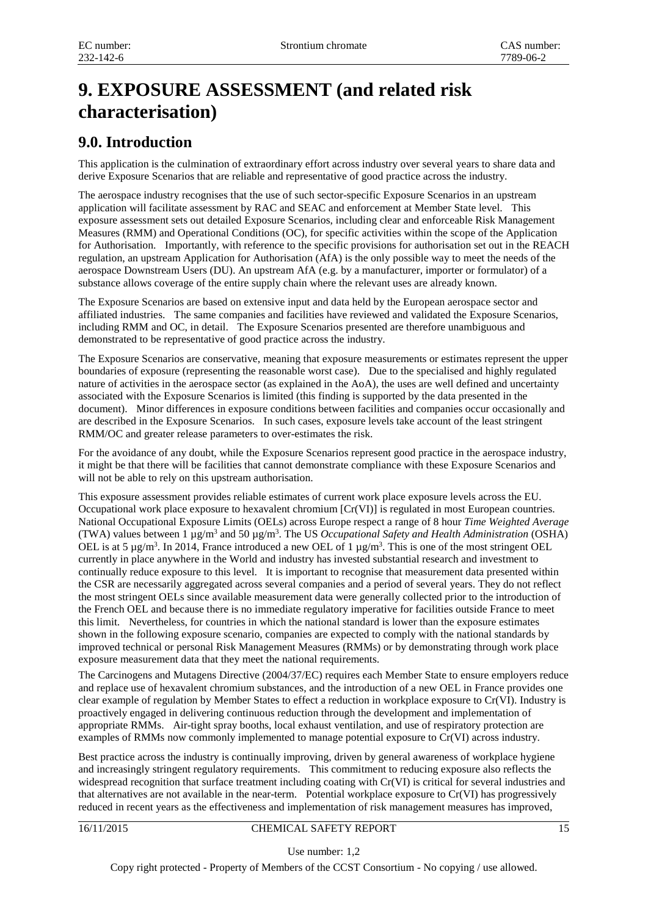# 9. EXPOSURE ASSESSMENT (and related risk characterisation)

## 9.0. Introduction

This application is the culmination of extraordinary effort across industry over several years to share data and derive Exposure Scenarios that are reliable and representative of good practice across the industry.

The aerospace industry recognises that the use of such sector-specific Exposure Scenarios in an upstream application will facilitate assessment by RAC and SEAC and enforcement at Member State level. This exposure assessment sets out detailed Exposure Scenarios, including clear and enforceable Risk Management Measures (RMM) and Operational Conditions (OC), for specific activities within the scope of the Application for Authorisation. Importantly, with reference to the specific provisions for authorisation set out in the REACH regulation, an upstream Application for Authorisation (AfA) is the only possible way to meet the needs of the aerospace Downstream Users (DU). An upstream AfA (e.g. by a manufacturer, importer or formulator) of a substance allows coverage of the entire supply chain where the relevant uses are already known.

The Exposure Scenarios are based on extensive input and data held by the European aerospace sector and affiliated industries. The same companies and facilities have reviewed and validated the Exposure Scenarios, including RMM and OC, in detail. The Exposure Scenarios presented are therefore unambiguous and demonstrated to be representative of good practice across the industry.

The Exposure Scenarios are conservative, meaning that exposure measurements or estimates represent the upper boundaries of exposure (representing the reasonable worst case). Due to the specialised and highly regulated nature of activities in the aerospace sector (as explained in the AoA), the uses are well defined and uncertainty associated with the Exposure Scenarios is limited (this finding is supported by the data presented in the document). Minor differences in exposure conditions between facilities and companies occur occasionally and are described in the Exposure Scenarios. In such cases, exposure levels take account of the least stringent RMM/OC and greater release parameters to over-estimates the risk.

For the avoidance of any doubt, while the Exposure Scenarios represent good practice in the aerospace industry, it might be that there will be facilities that cannot demonstrate compliance with these Exposure Scenarios and will not be able to rely on this upstream authorisation.

This exposure assessment provides reliable estimates of current work place exposure levels across the EU. Occupational work place exposure to hexavalent chromium [Cr(VI)] is regulated in most European countries. National Occupational Exposure Limits (OELs) across Europe respect a range of 8 hour *Time Weighted Average* (TWA) values between 1 µg/m$^3$ and 50 µg/m$^3$. The US *Occupational Safety and Health Administration* (OSHA) OEL is at 5 µg/m$^3$. In 2014, France introduced a new OEL of 1 µg/m$^3$. This is one of the most stringent OEL currently in place anywhere in the World and industry has invested substantial research and investment to continually reduce exposure to this level. It is important to recognise that measurement data presented within the CSR are necessarily aggregated across several companies and a period of several years. They do not reflect the most stringent OELs since available measurement data were generally collected prior to the introduction of the French OEL and because there is no immediate regulatory imperative for facilities outside France to meet this limit. Nevertheless, for countries in which the national standard is lower than the exposure estimates shown in the following exposure scenario, companies are expected to comply with the national standards by improved technical or personal Risk Management Measures (RMMs) or by demonstrating through work place exposure measurement data that they meet the national requirements.

The Carcinogens and Mutagens Directive (2004/37/EC) requires each Member State to ensure employers reduce and replace use of hexavalent chromium substances, and the introduction of a new OEL in France provides one clear example of regulation by Member States to effect a reduction in workplace exposure to Cr(VI). Industry is proactively engaged in delivering continuous reduction through the development and implementation of appropriate RMMs. Air-tight spray booths, local exhaust ventilation, and use of respiratory protection are examples of RMMs now commonly implemented to manage potential exposure to Cr(VI) across industry.

Best practice across the industry is continually improving, driven by general awareness of workplace hygiene and increasingly stringent regulatory requirements. This commitment to reducing exposure also reflects the widespread recognition that surface treatment including coating with Cr(VI) is critical for several industries and that alternatives are not available in the near-term. Potential workplace exposure to Cr(VI) has progressively reduced in recent years as the effectiveness and implementation of risk management measures has improved,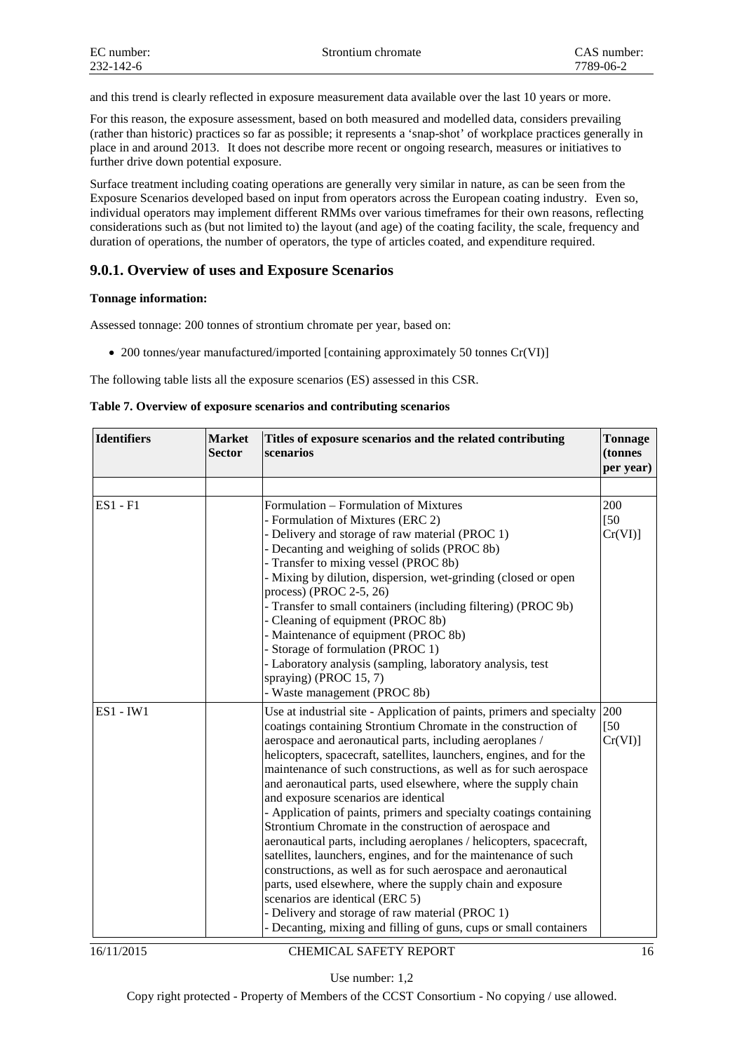and this trend is clearly reflected in exposure measurement data available over the last 10 years or more.

For this reason, the exposure assessment, based on both measured and modelled data, considers prevailing (rather than historic) practices so far as possible; it represents a 'snap-shot' of workplace practices generally in place in and around 2013. It does not describe more recent or ongoing research, measures or initiatives to further drive down potential exposure.

Surface treatment including coating operations are generally very similar in nature, as can be seen from the Exposure Scenarios developed based on input from operators across the European coating industry. Even so, individual operators may implement different RMMs over various timeframes for their own reasons, reflecting considerations such as (but not limited to) the layout (and age) of the coating facility, the scale, frequency and duration of operations, the number of operators, the type of articles coated, and expenditure required.

## 9.0.1. Overview of uses and Exposure Scenarios

**Tonnage information:**

Assessed tonnage: 200 tonnes of strontium chromate per year, based on:

- 200 tonnes/year manufactured/imported [containing approximately 50 tonnes Cr(VI)]

The following table lists all the exposure scenarios (ES) assessed in this CSR.

**Table 7. Overview of exposure scenarios and contributing scenarios**

| Identifiers | Market Sector | Titles of exposure scenarios and the related contributing scenarios | Tonnage (tonnes per year) |
|---|---|---|---|
| | | | |
| ES1 - F1 | | Formulation – Formulation of Mixtures<br>- Formulation of Mixtures (ERC 2)<br>- Delivery and storage of raw material (PROC 1)<br>- Decanting and weighing of solids (PROC 8b)<br>- Transfer to mixing vessel (PROC 8b)<br>- Mixing by dilution, dispersion, wet-grinding (closed or open process) (PROC 2-5, 26)<br>- Transfer to small containers (including filtering) (PROC 9b)<br>- Cleaning of equipment (PROC 8b)<br>- Maintenance of equipment (PROC 8b)<br>- Storage of formulation (PROC 1)<br>- Laboratory analysis (sampling, laboratory analysis, test spraying) (PROC 15, 7)<br>- Waste management (PROC 8b) | 200 [50 Cr(VI)] |
| ES1 - IW1 | | Use at industrial site - Application of paints, primers and specialty coatings containing Strontium Chromate in the construction of aerospace and aeronautical parts, including aeroplanes / helicopters, spacecraft, satellites, launchers, engines, and for the maintenance of such constructions, as well as for such aerospace and aeronautical parts, used elsewhere, where the supply chain and exposure scenarios are identical<br>- Application of paints, primers and specialty coatings containing Strontium Chromate in the construction of aerospace and aeronautical parts, including aeroplanes / helicopters, spacecraft, satellites, launchers, engines, and for the maintenance of such constructions, as well as for such aerospace and aeronautical parts, used elsewhere, where the supply chain and exposure scenarios are identical (ERC 5)<br>- Delivery and storage of raw material (PROC 1)<br>- Decanting, mixing and filling of guns, cups or small containers | 200 [50 Cr(VI)] |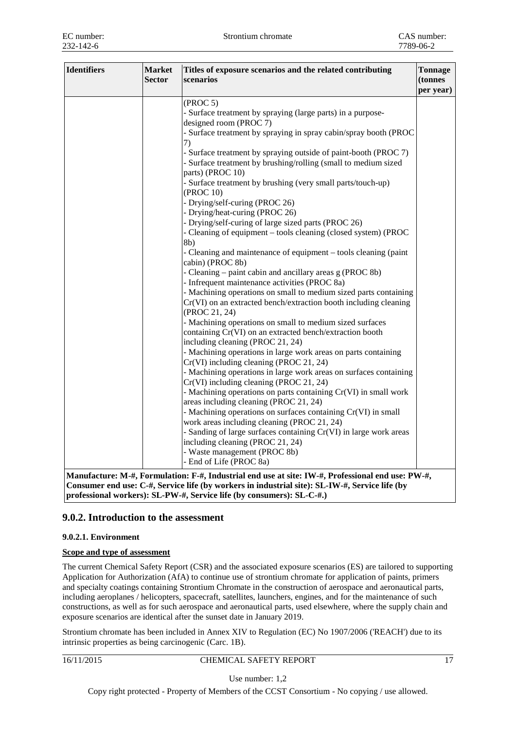| Identifiers | Market Sector | Titles of exposure scenarios and the related contributing scenarios | Tonnage (tonnes per year) |
|---|---|---|---|
| | | (PROC 5)<br>- Surface treatment by spraying (large parts) in a purpose-designed room (PROC 7)<br>- Surface treatment by spraying in spray cabin/spray booth (PROC 7)<br>- Surface treatment by spraying outside of paint-booth (PROC 7)<br>- Surface treatment by brushing/rolling (small to medium sized parts) (PROC 10)<br>- Surface treatment by brushing (very small parts/touch-up) (PROC 10)<br>- Drying/self-curing (PROC 26)<br>- Drying/heat-curing (PROC 26)<br>- Drying/self-curing of large sized parts (PROC 26)<br>- Cleaning of equipment – tools cleaning (closed system) (PROC 8b)<br>- Cleaning and maintenance of equipment – tools cleaning (paint cabin) (PROC 8b)<br>- Cleaning – paint cabin and ancillary areas g (PROC 8b)<br>- Infrequent maintenance activities (PROC 8a)<br>- Machining operations on small to medium sized parts containing Cr(VI) on an extracted bench/extraction booth including cleaning (PROC 21, 24)<br>- Machining operations on small to medium sized surfaces containing Cr(VI) on an extracted bench/extraction booth including cleaning (PROC 21, 24)<br>- Machining operations in large work areas on parts containing Cr(VI) including cleaning (PROC 21, 24)<br>- Machining operations in large work areas on surfaces containing Cr(VI) including cleaning (PROC 21, 24)<br>- Machining operations on parts containing Cr(VI) in small work areas including cleaning (PROC 21, 24)<br>- Machining operations on surfaces containing Cr(VI) in small work areas including cleaning (PROC 21, 24)<br>- Sanding of large surfaces containing Cr(VI) in large work areas including cleaning (PROC 21, 24)<br>- Waste management (PROC 8b)<br>- End of Life (PROC 8a) | |
| **Manufacture: M-#, Formulation: F-#, Industrial end use at site: IW-#, Professional end use: PW-#, Consumer end use: C-#, Service life (by workers in industrial site): SL-IW-#, Service life (by professional workers): SL-PW-#, Service life (by consumers): SL-C-#.)** | | | |

## 9.0.2. Introduction to the assessment

#### 9.0.2.1. Environment

**Scope and type of assessment**

The current Chemical Safety Report (CSR) and the associated exposure scenarios (ES) are tailored to supporting Application for Authorization (AfA) to continue use of strontium chromate for application of paints, primers and specialty coatings containing Strontium Chromate in the construction of aerospace and aeronautical parts, including aeroplanes / helicopters, spacecraft, satellites, launchers, engines, and for the maintenance of such constructions, as well as for such aerospace and aeronautical parts, used elsewhere, where the supply chain and exposure scenarios are identical after the sunset date in January 2019.

Strontium chromate has been included in Annex XIV to Regulation (EC) No 1907/2006 ('REACH') due to its intrinsic properties as being carcinogenic (Carc. 1B).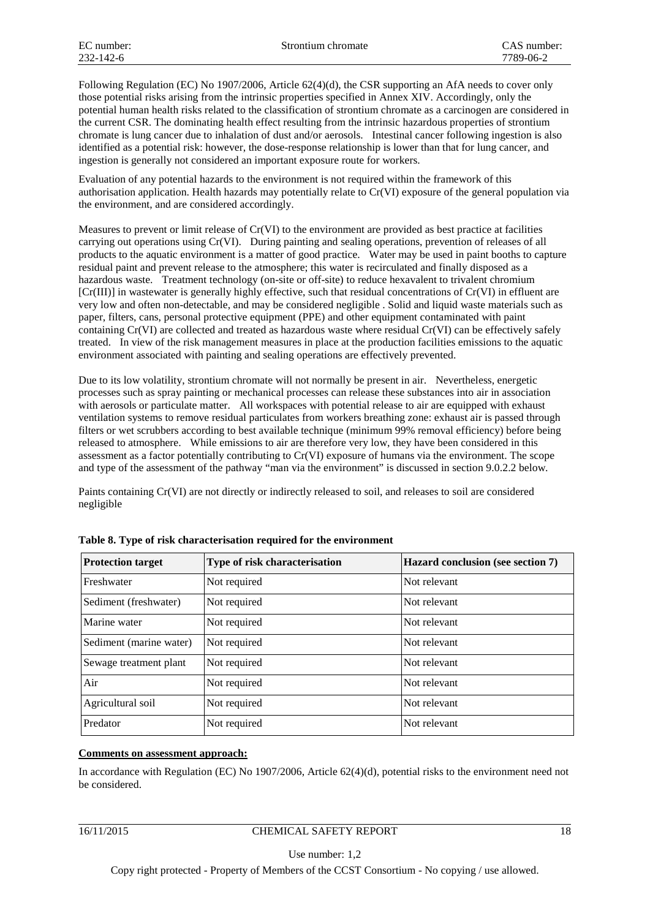Following Regulation (EC) No 1907/2006, Article 62(4)(d), the CSR supporting an AfA needs to cover only those potential risks arising from the intrinsic properties specified in Annex XIV. Accordingly, only the potential human health risks related to the classification of strontium chromate as a carcinogen are considered in the current CSR. The dominating health effect resulting from the intrinsic hazardous properties of strontium chromate is lung cancer due to inhalation of dust and/or aerosols. Intestinal cancer following ingestion is also identified as a potential risk: however, the dose-response relationship is lower than that for lung cancer, and ingestion is generally not considered an important exposure route for workers.

Evaluation of any potential hazards to the environment is not required within the framework of this authorisation application. Health hazards may potentially relate to Cr(VI) exposure of the general population via the environment, and are considered accordingly.

Measures to prevent or limit release of Cr(VI) to the environment are provided as best practice at facilities carrying out operations using Cr(VI). During painting and sealing operations, prevention of releases of all products to the aquatic environment is a matter of good practice. Water may be used in paint booths to capture residual paint and prevent release to the atmosphere; this water is recirculated and finally disposed as a hazardous waste. Treatment technology (on-site or off-site) to reduce hexavalent to trivalent chromium [Cr(III)] in wastewater is generally highly effective, such that residual concentrations of Cr(VI) in effluent are very low and often non-detectable, and may be considered negligible . Solid and liquid waste materials such as paper, filters, cans, personal protective equipment (PPE) and other equipment contaminated with paint containing Cr(VI) are collected and treated as hazardous waste where residual Cr(VI) can be effectively safely treated. In view of the risk management measures in place at the production facilities emissions to the aquatic environment associated with painting and sealing operations are effectively prevented.

Due to its low volatility, strontium chromate will not normally be present in air. Nevertheless, energetic processes such as spray painting or mechanical processes can release these substances into air in association with aerosols or particulate matter. All workspaces with potential release to air are equipped with exhaust ventilation systems to remove residual particulates from workers breathing zone: exhaust air is passed through filters or wet scrubbers according to best available technique (minimum 99% removal efficiency) before being released to atmosphere. While emissions to air are therefore very low, they have been considered in this assessment as a factor potentially contributing to Cr(VI) exposure of humans via the environment. The scope and type of the assessment of the pathway "man via the environment" is discussed in section 9.0.2.2 below.

Paints containing Cr(VI) are not directly or indirectly released to soil, and releases to soil are considered negligible

**Table 8. Type of risk characterisation required for the environment**

| Protection target | Type of risk characterisation | Hazard conclusion (see section 7) |
|---|---|---|
| Freshwater | Not required | Not relevant |
| Sediment (freshwater) | Not required | Not relevant |
| Marine water | Not required | Not relevant |
| Sediment (marine water) | Not required | Not relevant |
| Sewage treatment plant | Not required | Not relevant |
| Air | Not required | Not relevant |
| Agricultural soil | Not required | Not relevant |
| Predator | Not required | Not relevant |

**Comments on assessment approach:**

In accordance with Regulation (EC) No 1907/2006, Article 62(4)(d), potential risks to the environment need not be considered.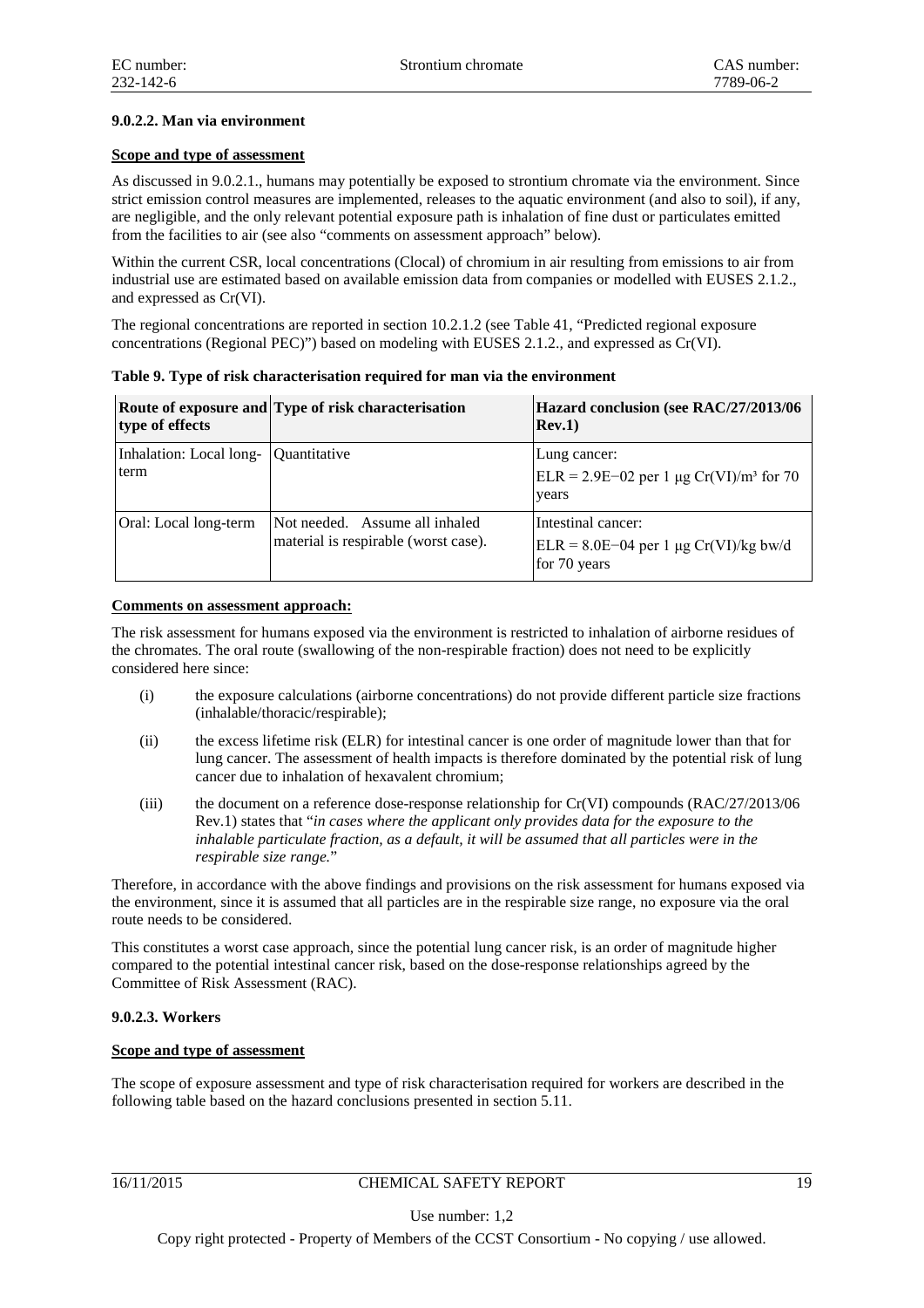### 9.0.2.2. Man via environment

**Scope and type of assessment**

As discussed in 9.0.2.1., humans may potentially be exposed to strontium chromate via the environment. Since strict emission control measures are implemented, releases to the aquatic environment (and also to soil), if any, are negligible, and the only relevant potential exposure path is inhalation of fine dust or particulates emitted from the facilities to air (see also "comments on assessment approach" below).

Within the current CSR, local concentrations (Clocal) of chromium in air resulting from emissions to air from industrial use are estimated based on available emission data from companies or modelled with EUSES 2.1.2., and expressed as Cr(VI).

The regional concentrations are reported in section 10.2.1.2 (see Table 41, "Predicted regional exposure concentrations (Regional PEC)") based on modeling with EUSES 2.1.2., and expressed as Cr(VI).

**Table 9. Type of risk characterisation required for man via the environment**

| Route of exposure and type of effects | Type of risk characterisation | Hazard conclusion (see RAC/27/2013/06 Rev.1) |
|---|---|---|
| Inhalation: Local long-term | Quantitative | Lung cancer:<br>ELR = 2.9E−02 per 1 µg Cr(VI)/m³ for 70 years |
| Oral: Local long-term | Not needed. Assume all inhaled material is respirable (worst case). | Intestinal cancer:<br>ELR = 8.0E−04 per 1 µg Cr(VI)/kg bw/d for 70 years |

**Comments on assessment approach:**

The risk assessment for humans exposed via the environment is restricted to inhalation of airborne residues of the chromates. The oral route (swallowing of the non-respirable fraction) does not need to be explicitly considered here since:

(i) the exposure calculations (airborne concentrations) do not provide different particle size fractions (inhalable/thoracic/respirable);

(ii) the excess lifetime risk (ELR) for intestinal cancer is one order of magnitude lower than that for lung cancer. The assessment of health impacts is therefore dominated by the potential risk of lung cancer due to inhalation of hexavalent chromium;

(iii) the document on a reference dose-response relationship for Cr(VI) compounds (RAC/27/2013/06 Rev.1) states that "*in cases where the applicant only provides data for the exposure to the inhalable particulate fraction, as a default, it will be assumed that all particles were in the respirable size range.*"

Therefore, in accordance with the above findings and provisions on the risk assessment for humans exposed via the environment, since it is assumed that all particles are in the respirable size range, no exposure via the oral route needs to be considered.

This constitutes a worst case approach, since the potential lung cancer risk, is an order of magnitude higher compared to the potential intestinal cancer risk, based on the dose-response relationships agreed by the Committee of Risk Assessment (RAC).

### 9.0.2.3. Workers

**Scope and type of assessment**

The scope of exposure assessment and type of risk characterisation required for workers are described in the following table based on the hazard conclusions presented in section 5.11.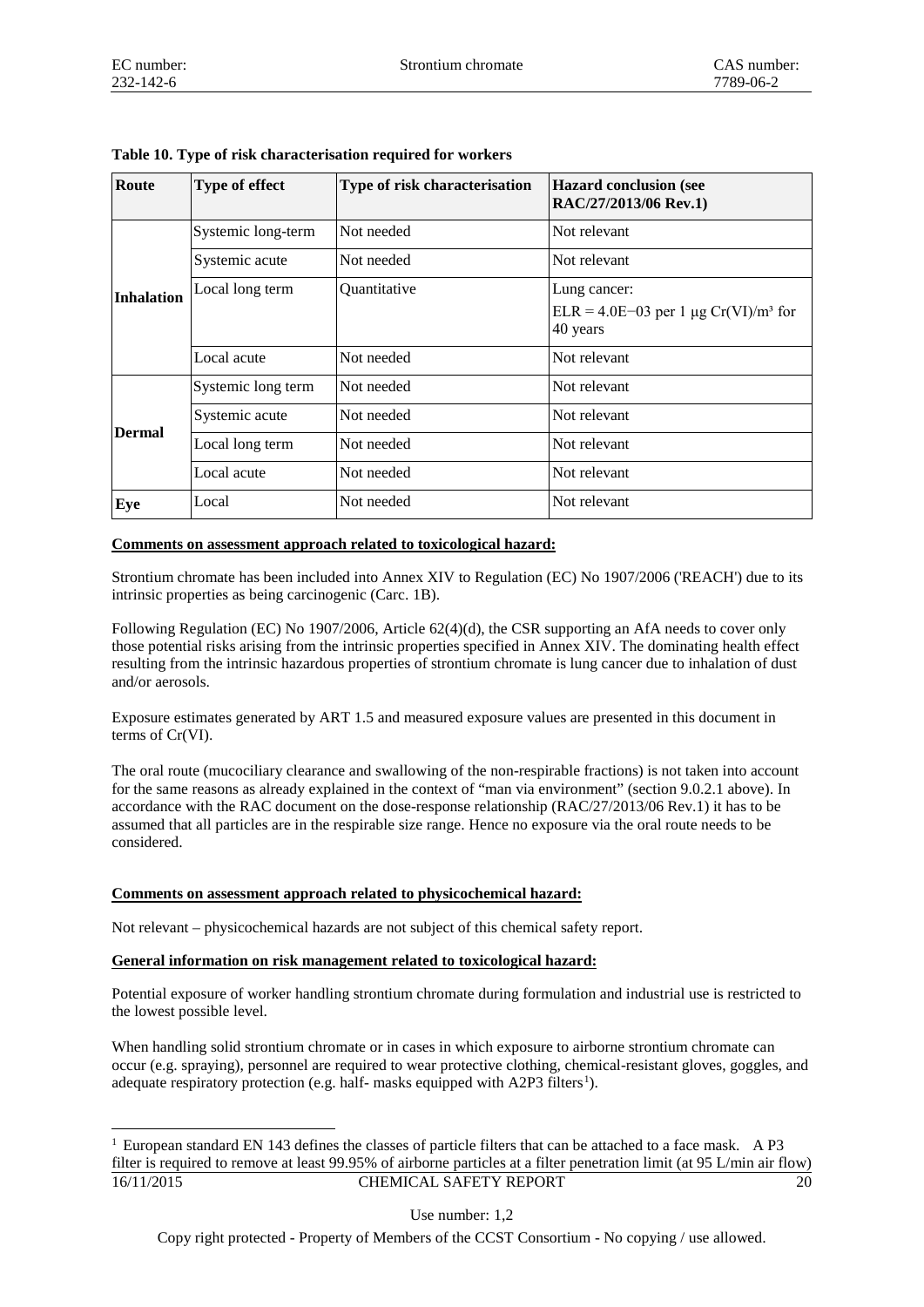**Table 10. Type of risk characterisation required for workers**

| Route | Type of effect | Type of risk characterisation | Hazard conclusion (see RAC/27/2013/06 Rev.1) |
|---|---|---|---|
| Inhalation | Systemic long-term | Not needed | Not relevant |
| | Systemic acute | Not needed | Not relevant |
| | Local long term | Quantitative | Lung cancer: ELR = 4.0E−03 per 1 µg Cr(VI)/m³ for 40 years |
| | Local acute | Not needed | Not relevant |
| Dermal | Systemic long term | Not needed | Not relevant |
| | Systemic acute | Not needed | Not relevant |
| | Local long term | Not needed | Not relevant |
| | Local acute | Not needed | Not relevant |
| Eye | Local | Not needed | Not relevant |

**Comments on assessment approach related to toxicological hazard:**

Strontium chromate has been included into Annex XIV to Regulation (EC) No 1907/2006 ('REACH') due to its intrinsic properties as being carcinogenic (Carc. 1B).

Following Regulation (EC) No 1907/2006, Article 62(4)(d), the CSR supporting an AfA needs to cover only those potential risks arising from the intrinsic properties specified in Annex XIV. The dominating health effect resulting from the intrinsic hazardous properties of strontium chromate is lung cancer due to inhalation of dust and/or aerosols.

Exposure estimates generated by ART 1.5 and measured exposure values are presented in this document in terms of Cr(VI).

The oral route (mucociliary clearance and swallowing of the non-respirable fractions) is not taken into account for the same reasons as already explained in the context of "man via environment" (section 9.0.2.1 above). In accordance with the RAC document on the dose-response relationship (RAC/27/2013/06 Rev.1) it has to be assumed that all particles are in the respirable size range. Hence no exposure via the oral route needs to be considered.

**Comments on assessment approach related to physicochemical hazard:**

Not relevant – physicochemical hazards are not subject of this chemical safety report.

**General information on risk management related to toxicological hazard:**

Potential exposure of worker handling strontium chromate during formulation and industrial use is restricted to the lowest possible level.

When handling solid strontium chromate or in cases in which exposure to airborne strontium chromate can occur (e.g. spraying), personnel are required to wear protective clothing, chemical-resistant gloves, goggles, and adequate respiratory protection (e.g. half- masks equipped with A2P3 filters[1]).

[1] European standard EN 143 defines the classes of particle filters that can be attached to a face mask. A P3 filter is required to remove at least 99.95% of airborne particles at a filter penetration limit (at 95 L/min air flow)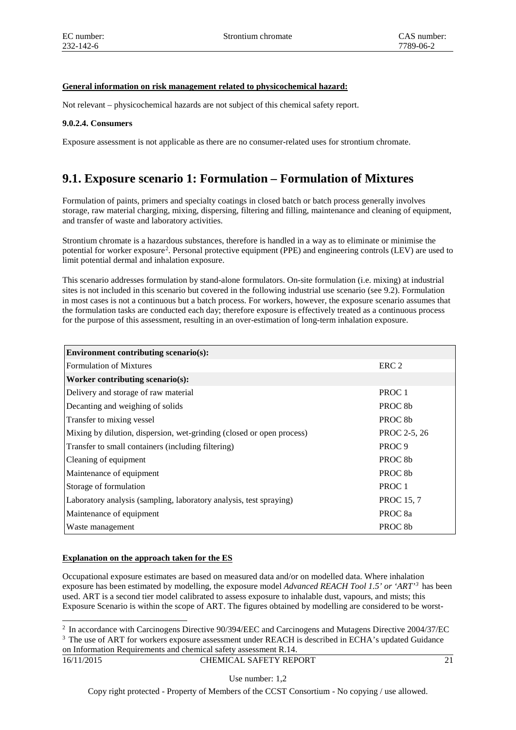**General information on risk management related to physicochemical hazard:**

Not relevant – physicochemical hazards are not subject of this chemical safety report.

**9.0.2.4. Consumers**

Exposure assessment is not applicable as there are no consumer-related uses for strontium chromate.

# 9.1. Exposure scenario 1: Formulation – Formulation of Mixtures

Formulation of paints, primers and specialty coatings in closed batch or batch process generally involves storage, raw material charging, mixing, dispersing, filtering and filling, maintenance and cleaning of equipment, and transfer of waste and laboratory activities.

Strontium chromate is a hazardous substances, therefore is handled in a way as to eliminate or minimise the potential for worker exposure[2]. Personal protective equipment (PPE) and engineering controls (LEV) are used to limit potential dermal and inhalation exposure.

This scenario addresses formulation by stand-alone formulators. On-site formulation (i.e. mixing) at industrial sites is not included in this scenario but covered in the following industrial use scenario (see 9.2). Formulation in most cases is not a continuous but a batch process. For workers, however, the exposure scenario assumes that the formulation tasks are conducted each day; therefore exposure is effectively treated as a continuous process for the purpose of this assessment, resulting in an over-estimation of long-term inhalation exposure.

| **Environment contributing scenario(s):** | |
|---|---|
| Formulation of Mixtures | ERC 2 |
| **Worker contributing scenario(s):** | |
| Delivery and storage of raw material | PROC 1 |
| Decanting and weighing of solids | PROC 8b |
| Transfer to mixing vessel | PROC 8b |
| Mixing by dilution, dispersion, wet-grinding (closed or open process) | PROC 2-5, 26 |
| Transfer to small containers (including filtering) | PROC 9 |
| Cleaning of equipment | PROC 8b |
| Maintenance of equipment | PROC 8b |
| Storage of formulation | PROC 1 |
| Laboratory analysis (sampling, laboratory analysis, test spraying) | PROC 15, 7 |
| Maintenance of equipment | PROC 8a |
| Waste management | PROC 8b |

**Explanation on the approach taken for the ES**

Occupational exposure estimates are based on measured data and/or on modelled data. Where inhalation exposure has been estimated by modelling, the exposure model *Advanced REACH Tool 1.5' or 'ART'*[3] has been used. ART is a second tier model calibrated to assess exposure to inhalable dust, vapours, and mists; this Exposure Scenario is within the scope of ART. The figures obtained by modelling are considered to be worst-

[2] In accordance with Carcinogens Directive 90/394/EEC and Carcinogens and Mutagens Directive 2004/37/EC

[3] The use of ART for workers exposure assessment under REACH is described in ECHA's updated Guidance on Information Requirements and chemical safety assessment R.14.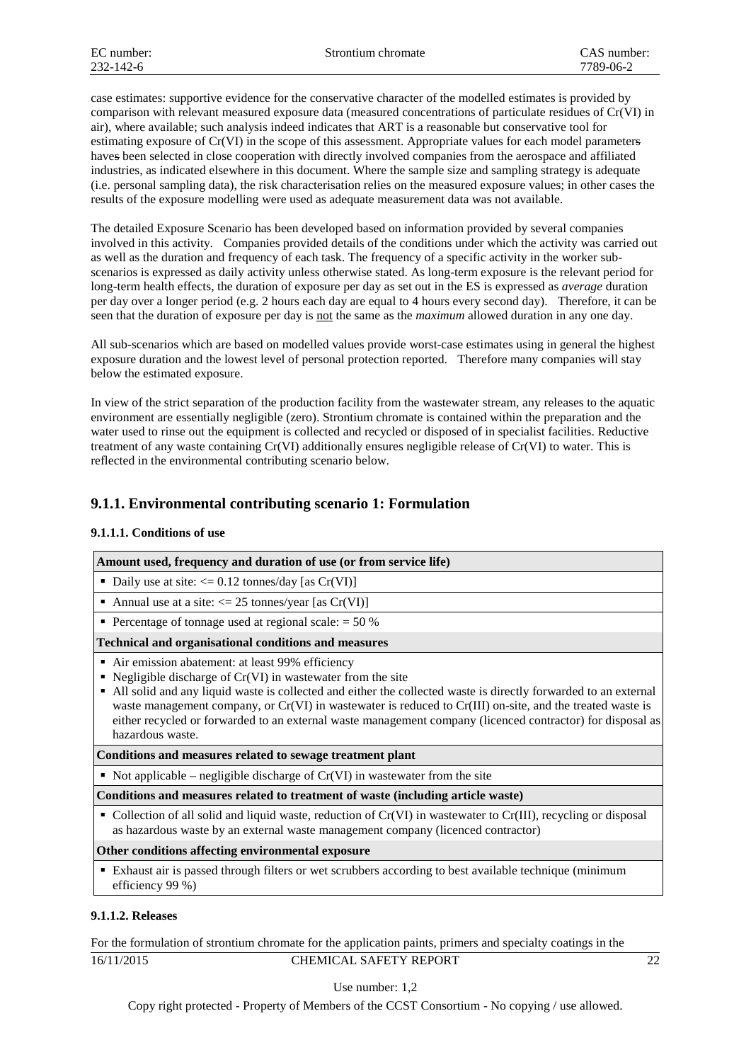case estimates: supportive evidence for the conservative character of the modelled estimates is provided by comparison with relevant measured exposure data (measured concentrations of particulate residues of Cr(VI) in air), where available; such analysis indeed indicates that ART is a reasonable but conservative tool for estimating exposure of Cr(VI) in the scope of this assessment. Appropriate values for each model parameters haves been selected in close cooperation with directly involved companies from the aerospace and affiliated industries, as indicated elsewhere in this document. Where the sample size and sampling strategy is adequate (i.e. personal sampling data), the risk characterisation relies on the measured exposure values; in other cases the results of the exposure modelling were used as adequate measurement data was not available.

The detailed Exposure Scenario has been developed based on information provided by several companies involved in this activity. Companies provided details of the conditions under which the activity was carried out as well as the duration and frequency of each task. The frequency of a specific activity in the worker sub-scenarios is expressed as daily activity unless otherwise stated. As long-term exposure is the relevant period for long-term health effects, the duration of exposure per day as set out in the ES is expressed as *average* duration per day over a longer period (e.g. 2 hours each day are equal to 4 hours every second day). Therefore, it can be seen that the duration of exposure per day is not the same as the *maximum* allowed duration in any one day.

All sub-scenarios which are based on modelled values provide worst-case estimates using in general the highest exposure duration and the lowest level of personal protection reported. Therefore many companies will stay below the estimated exposure.

In view of the strict separation of the production facility from the wastewater stream, any releases to the aquatic environment are essentially negligible (zero). Strontium chromate is contained within the preparation and the water used to rinse out the equipment is collected and recycled or disposed of in specialist facilities. Reductive treatment of any waste containing Cr(VI) additionally ensures negligible release of Cr(VI) to water. This is reflected in the environmental contributing scenario below.

## 9.1.1. Environmental contributing scenario 1: Formulation

### 9.1.1.1. Conditions of use

| **Amount used, frequency and duration of use (or from service life)** |
|---|
| ▪ Daily use at site: <= 0.12 tonnes/day [as Cr(VI)] |
| ▪ Annual use at a site: <= 25 tonnes/year [as Cr(VI)] |
| ▪ Percentage of tonnage used at regional scale: = 50 % |
| **Technical and organisational conditions and measures** |
| ▪ Air emission abatement: at least 99% efficiency<br>▪ Negligible discharge of Cr(VI) in wastewater from the site<br>▪ All solid and any liquid waste is collected and either the collected waste is directly forwarded to an external waste management company, or Cr(VI) in wastewater is reduced to Cr(III) on-site, and the treated waste is either recycled or forwarded to an external waste management company (licenced contractor) for disposal as hazardous waste. |
| **Conditions and measures related to sewage treatment plant** |
| ▪ Not applicable – negligible discharge of Cr(VI) in wastewater from the site |
| **Conditions and measures related to treatment of waste (including article waste)** |
| ▪ Collection of all solid and liquid waste, reduction of Cr(VI) in wastewater to Cr(III), recycling or disposal as hazardous waste by an external waste management company (licenced contractor) |
| **Other conditions affecting environmental exposure** |
| ▪ Exhaust air is passed through filters or wet scrubbers according to best available technique (minimum efficiency 99 %) |

### 9.1.1.2. Releases

For the formulation of strontium chromate for the application paints, primers and specialty coatings in the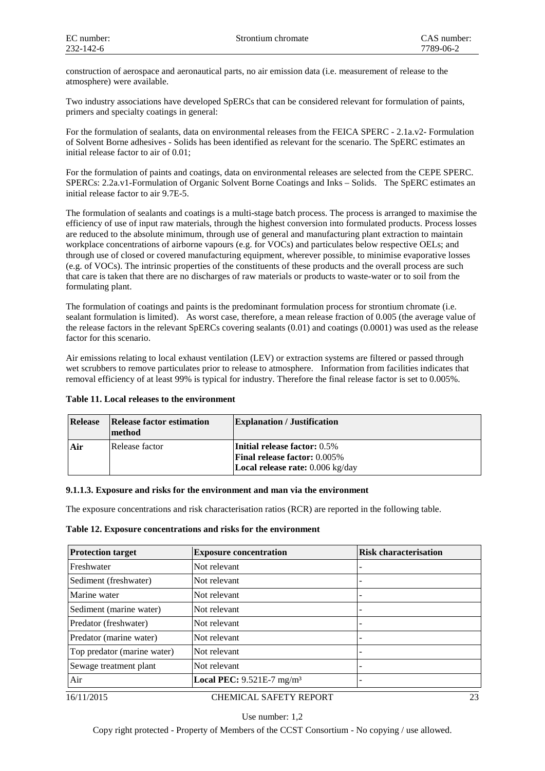construction of aerospace and aeronautical parts, no air emission data (i.e. measurement of release to the atmosphere) were available.

Two industry associations have developed SpERCs that can be considered relevant for formulation of paints, primers and specialty coatings in general:

For the formulation of sealants, data on environmental releases from the FEICA SPERC - 2.1a.v2- Formulation of Solvent Borne adhesives - Solids has been identified as relevant for the scenario. The SpERC estimates an initial release factor to air of 0.01;

For the formulation of paints and coatings, data on environmental releases are selected from the CEPE SPERC. SPERCs: 2.2a.v1-Formulation of Organic Solvent Borne Coatings and Inks – Solids. The SpERC estimates an initial release factor to air 9.7E-5.

The formulation of sealants and coatings is a multi-stage batch process. The process is arranged to maximise the efficiency of use of input raw materials, through the highest conversion into formulated products. Process losses are reduced to the absolute minimum, through use of general and manufacturing plant extraction to maintain workplace concentrations of airborne vapours (e.g. for VOCs) and particulates below respective OELs; and through use of closed or covered manufacturing equipment, wherever possible, to minimise evaporative losses (e.g. of VOCs). The intrinsic properties of the constituents of these products and the overall process are such that care is taken that there are no discharges of raw materials or products to waste-water or to soil from the formulating plant.

The formulation of coatings and paints is the predominant formulation process for strontium chromate (i.e. sealant formulation is limited). As worst case, therefore, a mean release fraction of 0.005 (the average value of the release factors in the relevant SpERCs covering sealants (0.01) and coatings (0.0001) was used as the release factor for this scenario.

Air emissions relating to local exhaust ventilation (LEV) or extraction systems are filtered or passed through wet scrubbers to remove particulates prior to release to atmosphere. Information from facilities indicates that removal efficiency of at least 99% is typical for industry. Therefore the final release factor is set to 0.005%.

**Table 11. Local releases to the environment**

| Release | Release factor estimation method | Explanation / Justification |
|---|---|---|
| **Air** | Release factor | **Initial release factor:** 0.5%<br>**Final release factor:** 0.005%<br>**Local release rate:** 0.006 kg/day |

#### 9.1.1.3. Exposure and risks for the environment and man via the environment

The exposure concentrations and risk characterisation ratios (RCR) are reported in the following table.

**Table 12. Exposure concentrations and risks for the environment**

| Protection target | Exposure concentration | Risk characterisation |
|---|---|---|
| Freshwater | Not relevant | - |
| Sediment (freshwater) | Not relevant | - |
| Marine water | Not relevant | - |
| Sediment (marine water) | Not relevant | - |
| Predator (freshwater) | Not relevant | - |
| Predator (marine water) | Not relevant | - |
| Top predator (marine water) | Not relevant | - |
| Sewage treatment plant | Not relevant | - |
| Air | **Local PEC:** 9.521E-7 mg/m³ | - |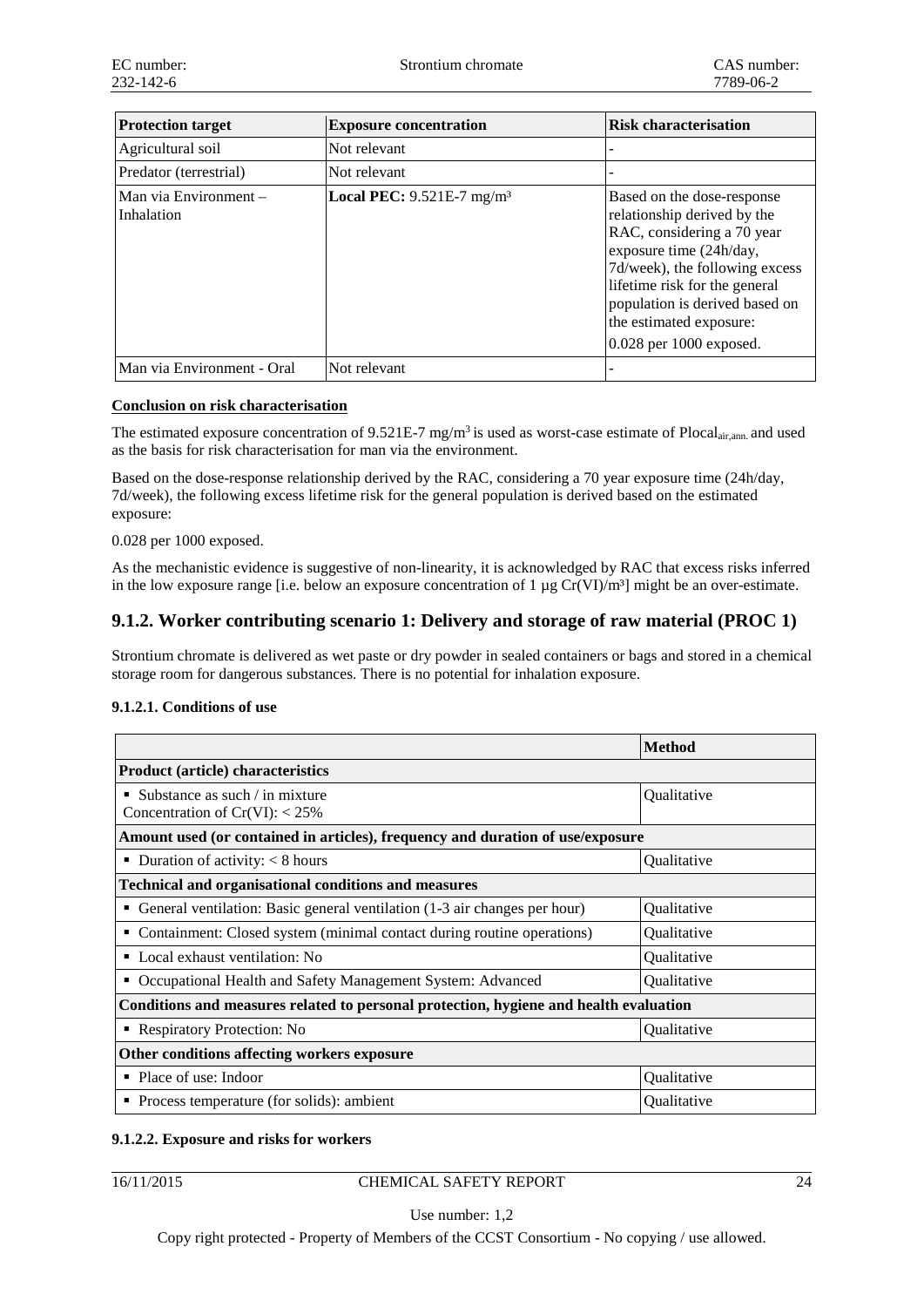| Protection target | Exposure concentration | Risk characterisation |
|---|---|---|
| Agricultural soil | Not relevant | - |
| Predator (terrestrial) | Not relevant | - |
| Man via Environment – Inhalation | **Local PEC:** 9.521E-7 mg/m³ | Based on the dose-response relationship derived by the RAC, considering a 70 year exposure time (24h/day, 7d/week), the following excess lifetime risk for the general population is derived based on the estimated exposure: 0.028 per 1000 exposed. |
| Man via Environment - Oral | Not relevant | - |

**Conclusion on risk characterisation**

The estimated exposure concentration of 9.521E-7 mg/m³ is used as worst-case estimate of $Plocal_{air,ann.}$ and used as the basis for risk characterisation for man via the environment.

Based on the dose-response relationship derived by the RAC, considering a 70 year exposure time (24h/day, 7d/week), the following excess lifetime risk for the general population is derived based on the estimated exposure:

0.028 per 1000 exposed.

As the mechanistic evidence is suggestive of non-linearity, it is acknowledged by RAC that excess risks inferred in the low exposure range [i.e. below an exposure concentration of 1 µg Cr(VI)/m³] might be an over-estimate.

## 9.1.2. Worker contributing scenario 1: Delivery and storage of raw material (PROC 1)

Strontium chromate is delivered as wet paste or dry powder in sealed containers or bags and stored in a chemical storage room for dangerous substances. There is no potential for inhalation exposure.

### 9.1.2.1. Conditions of use

| | Method |
|---|---|
| **Product (article) characteristics** | |
| ▪ Substance as such / in mixture Concentration of Cr(VI): < 25% | Qualitative |
| **Amount used (or contained in articles), frequency and duration of use/exposure** | |
| ▪ Duration of activity: < 8 hours | Qualitative |
| **Technical and organisational conditions and measures** | |
| ▪ General ventilation: Basic general ventilation (1-3 air changes per hour) | Qualitative |
| ▪ Containment: Closed system (minimal contact during routine operations) | Qualitative |
| ▪ Local exhaust ventilation: No | Qualitative |
| ▪ Occupational Health and Safety Management System: Advanced | Qualitative |
| **Conditions and measures related to personal protection, hygiene and health evaluation** | |
| ▪ Respiratory Protection: No | Qualitative |
| **Other conditions affecting workers exposure** | |
| ▪ Place of use: Indoor | Qualitative |
| ▪ Process temperature (for solids): ambient | Qualitative |

### 9.1.2.2. Exposure and risks for workers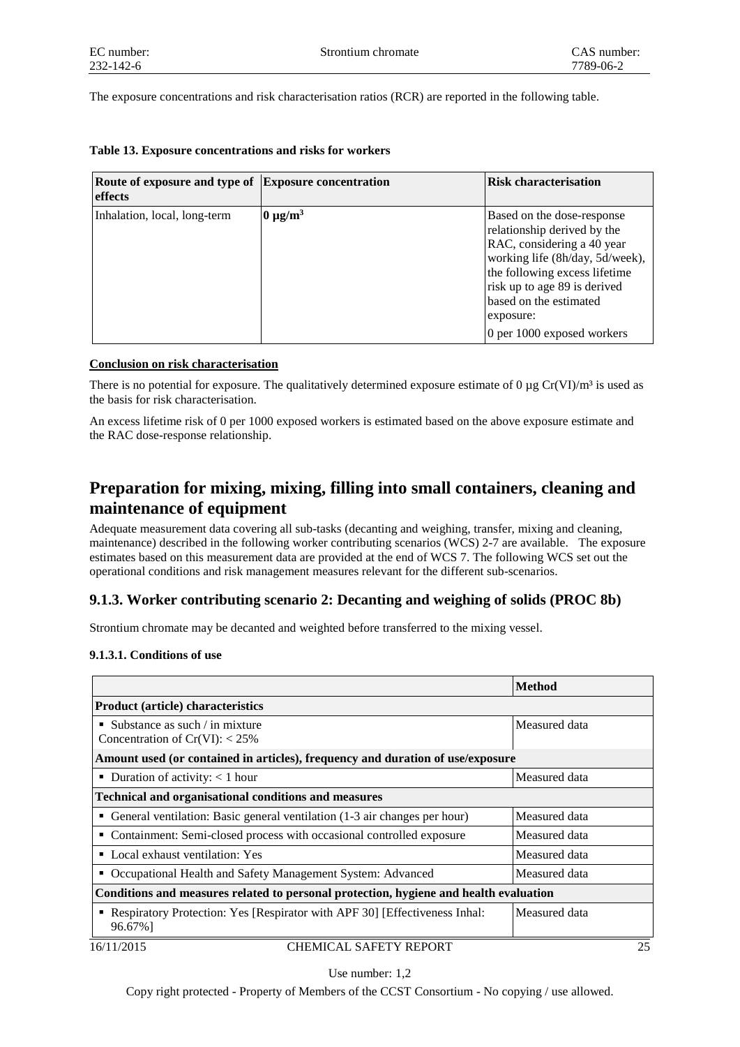The exposure concentrations and risk characterisation ratios (RCR) are reported in the following table.

**Table 13. Exposure concentrations and risks for workers**

| Route of exposure and type of effects | Exposure concentration | Risk characterisation |
|---|---|---|
| Inhalation, local, long-term | **0 µg/m³** | Based on the dose-response relationship derived by the RAC, considering a 40 year working life (8h/day, 5d/week), the following excess lifetime risk up to age 89 is derived based on the estimated exposure:<br>0 per 1000 exposed workers |

**Conclusion on risk characterisation**

There is no potential for exposure. The qualitatively determined exposure estimate of 0 µg Cr(VI)/m³ is used as the basis for risk characterisation.

An excess lifetime risk of 0 per 1000 exposed workers is estimated based on the above exposure estimate and the RAC dose-response relationship.

## Preparation for mixing, mixing, filling into small containers, cleaning and maintenance of equipment

Adequate measurement data covering all sub-tasks (decanting and weighing, transfer, mixing and cleaning, maintenance) described in the following worker contributing scenarios (WCS) 2-7 are available. The exposure estimates based on this measurement data are provided at the end of WCS 7. The following WCS set out the operational conditions and risk management measures relevant for the different sub-scenarios.

### 9.1.3. Worker contributing scenario 2: Decanting and weighing of solids (PROC 8b)

Strontium chromate may be decanted and weighted before transferred to the mixing vessel.

#### 9.1.3.1. Conditions of use

| | Method |
|---|---|
| **Product (article) characteristics** | |
| ▪ Substance as such / in mixture<br>Concentration of Cr(VI): < 25% | Measured data |
| **Amount used (or contained in articles), frequency and duration of use/exposure** | |
| ▪ Duration of activity: < 1 hour | Measured data |
| **Technical and organisational conditions and measures** | |
| ▪ General ventilation: Basic general ventilation (1-3 air changes per hour) | Measured data |
| ▪ Containment: Semi-closed process with occasional controlled exposure | Measured data |
| ▪ Local exhaust ventilation: Yes | Measured data |
| ▪ Occupational Health and Safety Management System: Advanced | Measured data |
| **Conditions and measures related to personal protection, hygiene and health evaluation** | |
| ▪ Respiratory Protection: Yes [Respirator with APF 30] [Effectiveness Inhal: 96.67%] | Measured data |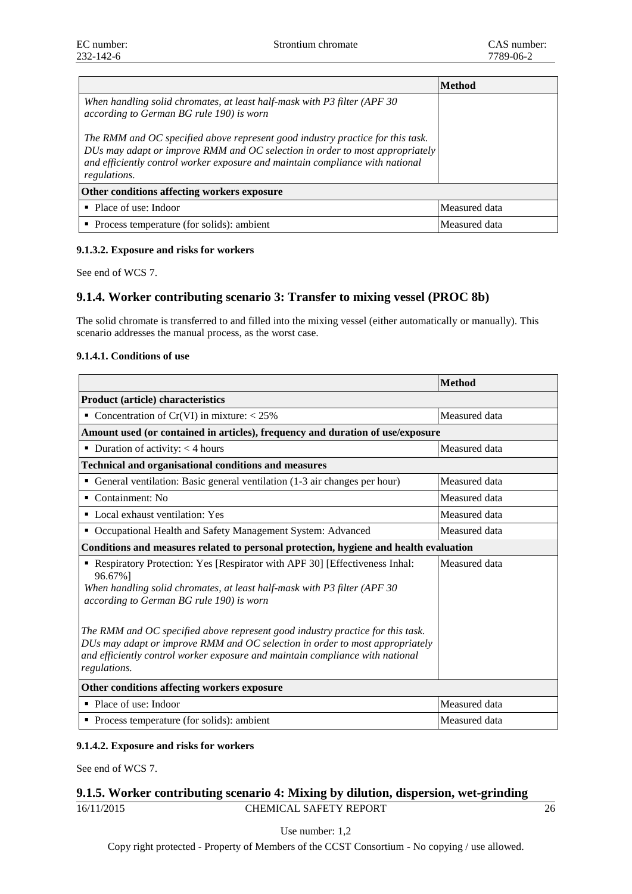| | Method |
|---|---|
| *When handling solid chromates, at least half-mask with P3 filter (APF 30 according to German BG rule 190) is worn*<br><br>*The RMM and OC specified above represent good industry practice for this task. DUs may adapt or improve RMM and OC selection in order to most appropriately and efficiently control worker exposure and maintain compliance with national regulations.* | |
| **Other conditions affecting workers exposure** | |
| ▪ Place of use: Indoor | Measured data |
| ▪ Process temperature (for solids): ambient | Measured data |

#### 9.1.3.2. Exposure and risks for workers

See end of WCS 7.

### 9.1.4. Worker contributing scenario 3: Transfer to mixing vessel (PROC 8b)

The solid chromate is transferred to and filled into the mixing vessel (either automatically or manually). This scenario addresses the manual process, as the worst case.

#### 9.1.4.1. Conditions of use

| | Method |
|---|---|
| **Product (article) characteristics** | |
| ▪ Concentration of Cr(VI) in mixture: < 25% | Measured data |
| **Amount used (or contained in articles), frequency and duration of use/exposure** | |
| ▪ Duration of activity: < 4 hours | Measured data |
| **Technical and organisational conditions and measures** | |
| ▪ General ventilation: Basic general ventilation (1-3 air changes per hour) | Measured data |
| ▪ Containment: No | Measured data |
| ▪ Local exhaust ventilation: Yes | Measured data |
| ▪ Occupational Health and Safety Management System: Advanced | Measured data |
| **Conditions and measures related to personal protection, hygiene and health evaluation** | |
| ▪ Respiratory Protection: Yes [Respirator with APF 30] [Effectiveness Inhal: 96.67%]<br>*When handling solid chromates, at least half-mask with P3 filter (APF 30 according to German BG rule 190) is worn*<br><br>*The RMM and OC specified above represent good industry practice for this task. DUs may adapt or improve RMM and OC selection in order to most appropriately and efficiently control worker exposure and maintain compliance with national regulations.* | Measured data |
| **Other conditions affecting workers exposure** | |
| ▪ Place of use: Indoor | Measured data |
| ▪ Process temperature (for solids): ambient | Measured data |

#### 9.1.4.2. Exposure and risks for workers

See end of WCS 7.

### 9.1.5. Worker contributing scenario 4: Mixing by dilution, dispersion, wet-grinding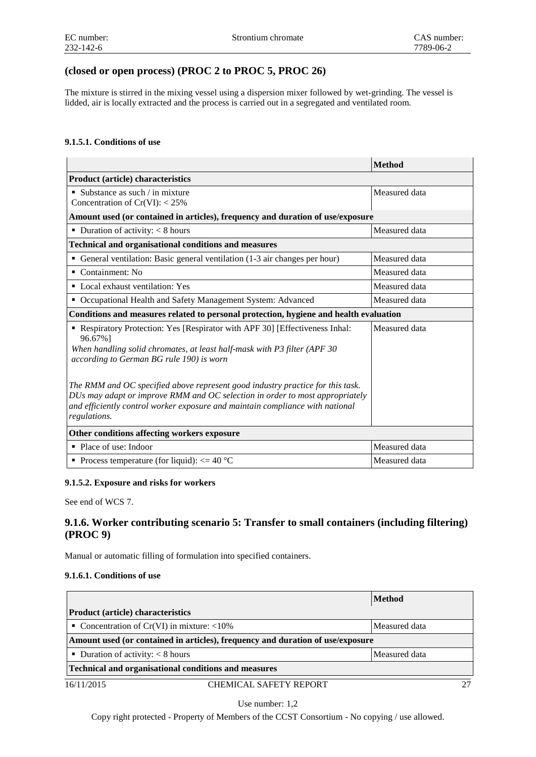### (closed or open process) (PROC 2 to PROC 5, PROC 26)

The mixture is stirred in the mixing vessel using a dispersion mixer followed by wet-grinding. The vessel is lidded, air is locally extracted and the process is carried out in a segregated and ventilated room.

#### 9.1.5.1. Conditions of use

| | Method |
|---|---|
| **Product (article) characteristics** | |
| ▪ Substance as such / in mixture<br>Concentration of Cr(VI): < 25% | Measured data |
| **Amount used (or contained in articles), frequency and duration of use/exposure** | |
| ▪ Duration of activity: < 8 hours | Measured data |
| **Technical and organisational conditions and measures** | |
| ▪ General ventilation: Basic general ventilation (1-3 air changes per hour) | Measured data |
| ▪ Containment: No | Measured data |
| ▪ Local exhaust ventilation: Yes | Measured data |
| ▪ Occupational Health and Safety Management System: Advanced | Measured data |
| **Conditions and measures related to personal protection, hygiene and health evaluation** | |
| ▪ Respiratory Protection: Yes [Respirator with APF 30] [Effectiveness Inhal: 96.67%]<br>*When handling solid chromates, at least half-mask with P3 filter (APF 30 according to German BG rule 190) is worn*<br><br>*The RMM and OC specified above represent good industry practice for this task. DUs may adapt or improve RMM and OC selection in order to most appropriately and efficiently control worker exposure and maintain compliance with national regulations.* | Measured data |
| **Other conditions affecting workers exposure** | |
| ▪ Place of use: Indoor | Measured data |
| ▪ Process temperature (for liquid): <= 40 °C | Measured data |

#### 9.1.5.2. Exposure and risks for workers

See end of WCS 7.

### 9.1.6. Worker contributing scenario 5: Transfer to small containers (including filtering) (PROC 9)

Manual or automatic filling of formulation into specified containers.

#### 9.1.6.1. Conditions of use

| | Method |
|---|---|
| **Product (article) characteristics** | |
| ▪ Concentration of Cr(VI) in mixture: <10% | Measured data |
| **Amount used (or contained in articles), frequency and duration of use/exposure** | |
| ▪ Duration of activity: < 8 hours | Measured data |
| **Technical and organisational conditions and measures** | |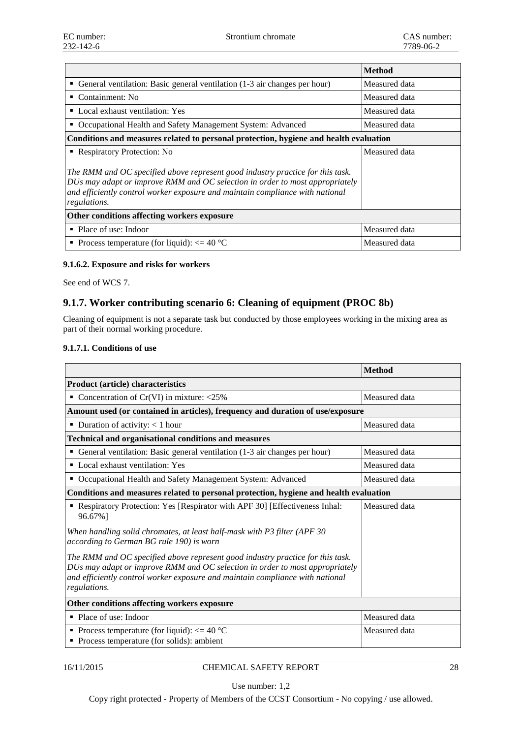| | Method |
|---|---|
| ▪ General ventilation: Basic general ventilation (1-3 air changes per hour) | Measured data |
| ▪ Containment: No | Measured data |
| ▪ Local exhaust ventilation: Yes | Measured data |
| ▪ Occupational Health and Safety Management System: Advanced | Measured data |
| **Conditions and measures related to personal protection, hygiene and health evaluation** | |
| ▪ Respiratory Protection: No<br><br>*The RMM and OC specified above represent good industry practice for this task. DUs may adapt or improve RMM and OC selection in order to most appropriately and efficiently control worker exposure and maintain compliance with national regulations.* | Measured data |
| **Other conditions affecting workers exposure** | |
| ▪ Place of use: Indoor | Measured data |
| ▪ Process temperature (for liquid): <= 40 °C | Measured data |

#### 9.1.6.2. Exposure and risks for workers

See end of WCS 7.

### 9.1.7. Worker contributing scenario 6: Cleaning of equipment (PROC 8b)

Cleaning of equipment is not a separate task but conducted by those employees working in the mixing area as part of their normal working procedure.

#### 9.1.7.1. Conditions of use

| | Method |
|---|---|
| **Product (article) characteristics** | |
| ▪ Concentration of Cr(VI) in mixture: <25% | Measured data |
| **Amount used (or contained in articles), frequency and duration of use/exposure** | |
| ▪ Duration of activity: < 1 hour | Measured data |
| **Technical and organisational conditions and measures** | |
| ▪ General ventilation: Basic general ventilation (1-3 air changes per hour) | Measured data |
| ▪ Local exhaust ventilation: Yes | Measured data |
| ▪ Occupational Health and Safety Management System: Advanced | Measured data |
| **Conditions and measures related to personal protection, hygiene and health evaluation** | |
| ▪ Respiratory Protection: Yes [Respirator with APF 30] [Effectiveness Inhal: 96.67%]<br><br>*When handling solid chromates, at least half-mask with P3 filter (APF 30 according to German BG rule 190) is worn*<br><br>*The RMM and OC specified above represent good industry practice for this task. DUs may adapt or improve RMM and OC selection in order to most appropriately and efficiently control worker exposure and maintain compliance with national regulations.* | Measured data |
| **Other conditions affecting workers exposure** | |
| ▪ Place of use: Indoor | Measured data |
| ▪ Process temperature (for liquid): <= 40 °C<br>▪ Process temperature (for solids): ambient | Measured data |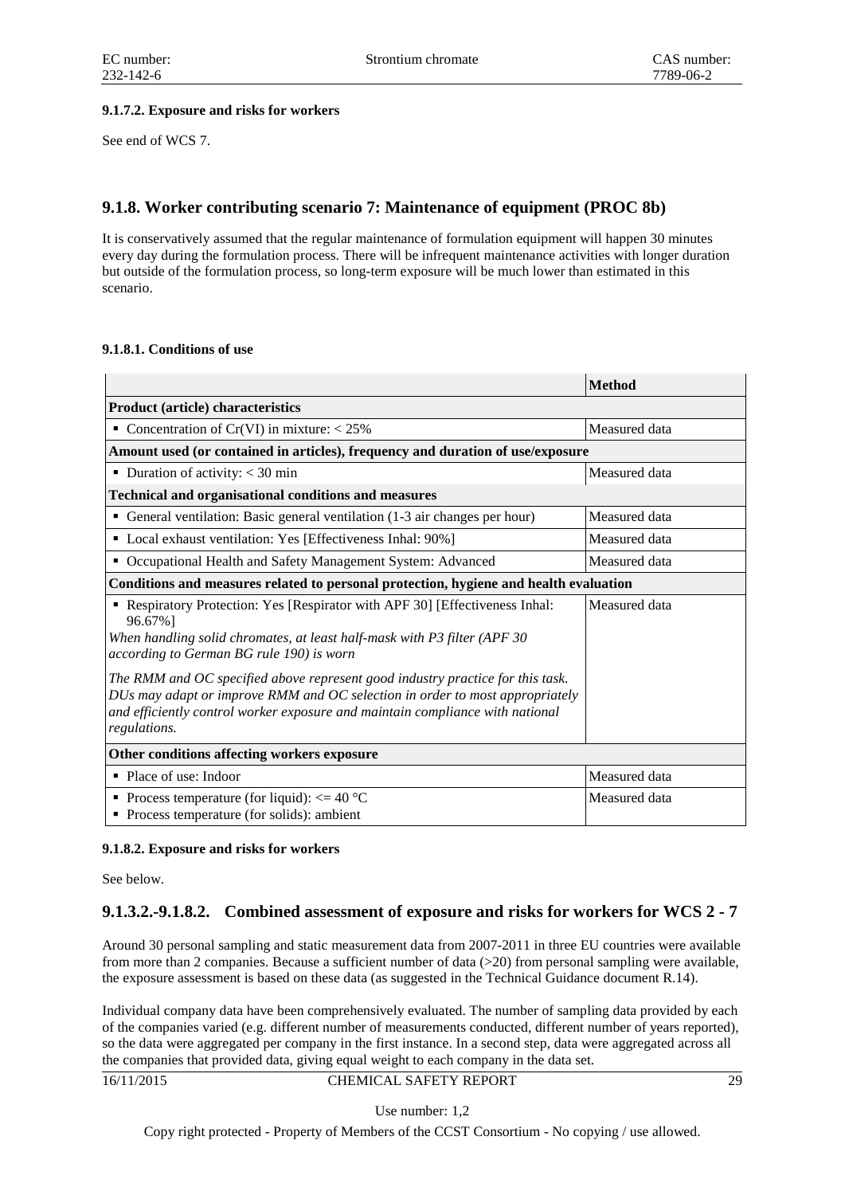**9.1.7.2. Exposure and risks for workers**

See end of WCS 7.

## 9.1.8. Worker contributing scenario 7: Maintenance of equipment (PROC 8b)

It is conservatively assumed that the regular maintenance of formulation equipment will happen 30 minutes every day during the formulation process. There will be infrequent maintenance activities with longer duration but outside of the formulation process, so long-term exposure will be much lower than estimated in this scenario.

**9.1.8.1. Conditions of use**

| | **Method** |
|---|---|
| **Product (article) characteristics** | |
| ▪ Concentration of Cr(VI) in mixture: < 25% | Measured data |
| **Amount used (or contained in articles), frequency and duration of use/exposure** | |
| ▪ Duration of activity: < 30 min | Measured data |
| **Technical and organisational conditions and measures** | |
| ▪ General ventilation: Basic general ventilation (1-3 air changes per hour) | Measured data |
| ▪ Local exhaust ventilation: Yes [Effectiveness Inhal: 90%] | Measured data |
| ▪ Occupational Health and Safety Management System: Advanced | Measured data |
| **Conditions and measures related to personal protection, hygiene and health evaluation** | |
| ▪ Respiratory Protection: Yes [Respirator with APF 30] [Effectiveness Inhal: 96.67%]<br>*When handling solid chromates, at least half-mask with P3 filter (APF 30 according to German BG rule 190) is worn*<br><br>*The RMM and OC specified above represent good industry practice for this task. DUs may adapt or improve RMM and OC selection in order to most appropriately and efficiently control worker exposure and maintain compliance with national regulations.* | Measured data |
| **Other conditions affecting workers exposure** | |
| ▪ Place of use: Indoor | Measured data |
| ▪ Process temperature (for liquid): <= 40 °C<br>▪ Process temperature (for solids): ambient | Measured data |

**9.1.8.2. Exposure and risks for workers**

See below.

## 9.1.3.2.-9.1.8.2. Combined assessment of exposure and risks for workers for WCS 2 - 7

Around 30 personal sampling and static measurement data from 2007-2011 in three EU countries were available from more than 2 companies. Because a sufficient number of data (>20) from personal sampling were available, the exposure assessment is based on these data (as suggested in the Technical Guidance document R.14).

Individual company data have been comprehensively evaluated. The number of sampling data provided by each of the companies varied (e.g. different number of measurements conducted, different number of years reported), so the data were aggregated per company in the first instance. In a second step, data were aggregated across all the companies that provided data, giving equal weight to each company in the data set.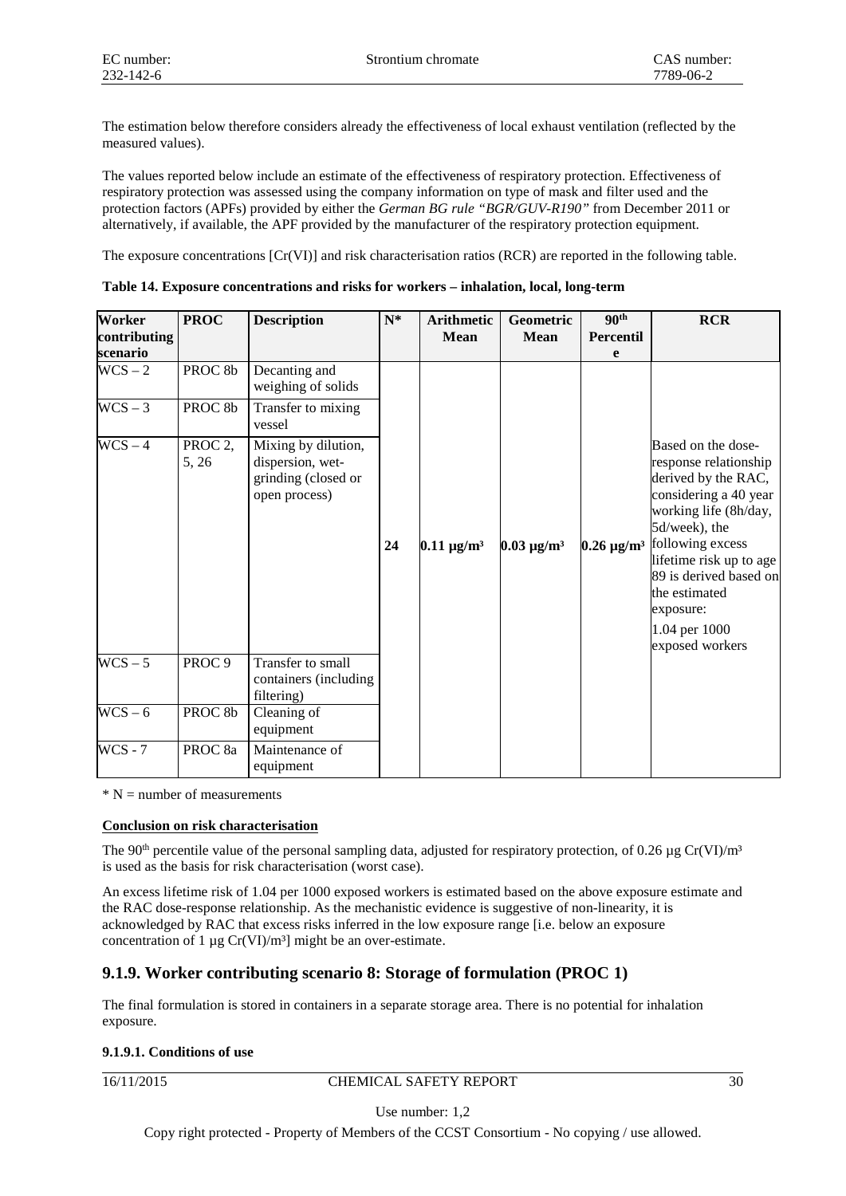The estimation below therefore considers already the effectiveness of local exhaust ventilation (reflected by the measured values).

The values reported below include an estimate of the effectiveness of respiratory protection. Effectiveness of respiratory protection was assessed using the company information on type of mask and filter used and the protection factors (APFs) provided by either the *German BG rule "BGR/GUV-R190"* from December 2011 or alternatively, if available, the APF provided by the manufacturer of the respiratory protection equipment.

The exposure concentrations [Cr(VI)] and risk characterisation ratios (RCR) are reported in the following table.

**Table 14. Exposure concentrations and risks for workers – inhalation, local, long-term**

| Worker contributing scenario | PROC | Description | N* | Arithmetic Mean | Geometric Mean | 90th Percentile | RCR |
|---|---|---|---|---|---|---|---|
| WCS – 2 | PROC 8b | Decanting and weighing of solids | 24 | 0.11 µg/m³ | 0.03 µg/m³ | 0.26 µg/m³ | Based on the dose-response relationship derived by the RAC, considering a 40 year working life (8h/day, 5d/week), the following excess lifetime risk up to age 89 is derived based on the estimated exposure: 1.04 per 1000 exposed workers |
| WCS – 3 | PROC 8b | Transfer to mixing vessel | | | | | |
| WCS – 4 | PROC 2, 5, 26 | Mixing by dilution, dispersion, wet-grinding (closed or open process) | | | | | |
| WCS – 5 | PROC 9 | Transfer to small containers (including filtering) | | | | | |
| WCS – 6 | PROC 8b | Cleaning of equipment | | | | | |
| WCS - 7 | PROC 8a | Maintenance of equipment | | | | | |

\* N = number of measurements

**Conclusion on risk characterisation**

The 90th percentile value of the personal sampling data, adjusted for respiratory protection, of 0.26 µg Cr(VI)/m³ is used as the basis for risk characterisation (worst case).

An excess lifetime risk of 1.04 per 1000 exposed workers is estimated based on the above exposure estimate and the RAC dose-response relationship. As the mechanistic evidence is suggestive of non-linearity, it is acknowledged by RAC that excess risks inferred in the low exposure range [i.e. below an exposure concentration of 1 µg Cr(VI)/m³] might be an over-estimate.

## 9.1.9. Worker contributing scenario 8: Storage of formulation (PROC 1)

The final formulation is stored in containers in a separate storage area. There is no potential for inhalation exposure.

#### 9.1.9.1. Conditions of use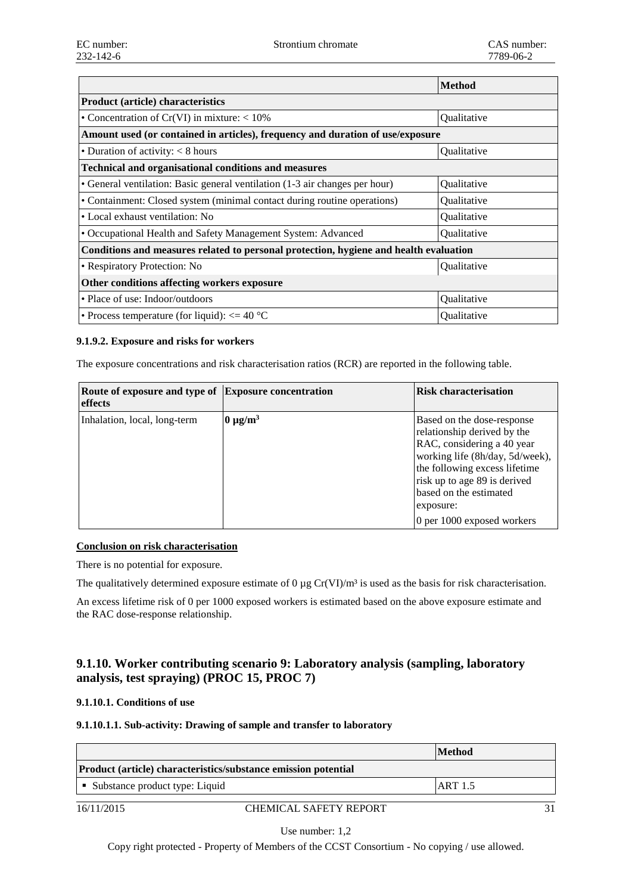| | Method |
|---|---|
| **Product (article) characteristics** | |
| • Concentration of Cr(VI) in mixture: < 10% | Qualitative |
| **Amount used (or contained in articles), frequency and duration of use/exposure** | |
| • Duration of activity: < 8 hours | Qualitative |
| **Technical and organisational conditions and measures** | |
| • General ventilation: Basic general ventilation (1-3 air changes per hour) | Qualitative |
| • Containment: Closed system (minimal contact during routine operations) | Qualitative |
| • Local exhaust ventilation: No | Qualitative |
| • Occupational Health and Safety Management System: Advanced | Qualitative |
| **Conditions and measures related to personal protection, hygiene and health evaluation** | |
| • Respiratory Protection: No | Qualitative |
| **Other conditions affecting workers exposure** | |
| • Place of use: Indoor/outdoors | Qualitative |
| • Process temperature (for liquid): <= 40 °C | Qualitative |

#### 9.1.9.2. Exposure and risks for workers

The exposure concentrations and risk characterisation ratios (RCR) are reported in the following table.

| Route of exposure and type of effects | Exposure concentration | Risk characterisation |
|---|---|---|
| Inhalation, local, long-term | **0 µg/m³** | Based on the dose-response relationship derived by the RAC, considering a 40 year working life (8h/day, 5d/week), the following excess lifetime risk up to age 89 is derived based on the estimated exposure:<br>0 per 1000 exposed workers |

**Conclusion on risk characterisation**

There is no potential for exposure.

The qualitatively determined exposure estimate of 0 µg Cr(VI)/m³ is used as the basis for risk characterisation.

An excess lifetime risk of 0 per 1000 exposed workers is estimated based on the above exposure estimate and the RAC dose-response relationship.

### 9.1.10. Worker contributing scenario 9: Laboratory analysis (sampling, laboratory analysis, test spraying) (PROC 15, PROC 7)

#### 9.1.10.1. Conditions of use

##### 9.1.10.1.1. Sub-activity: Drawing of sample and transfer to laboratory

| | Method |
|---|---|
| **Product (article) characteristics/substance emission potential** | |
| ▪ Substance product type: Liquid | ART 1.5 |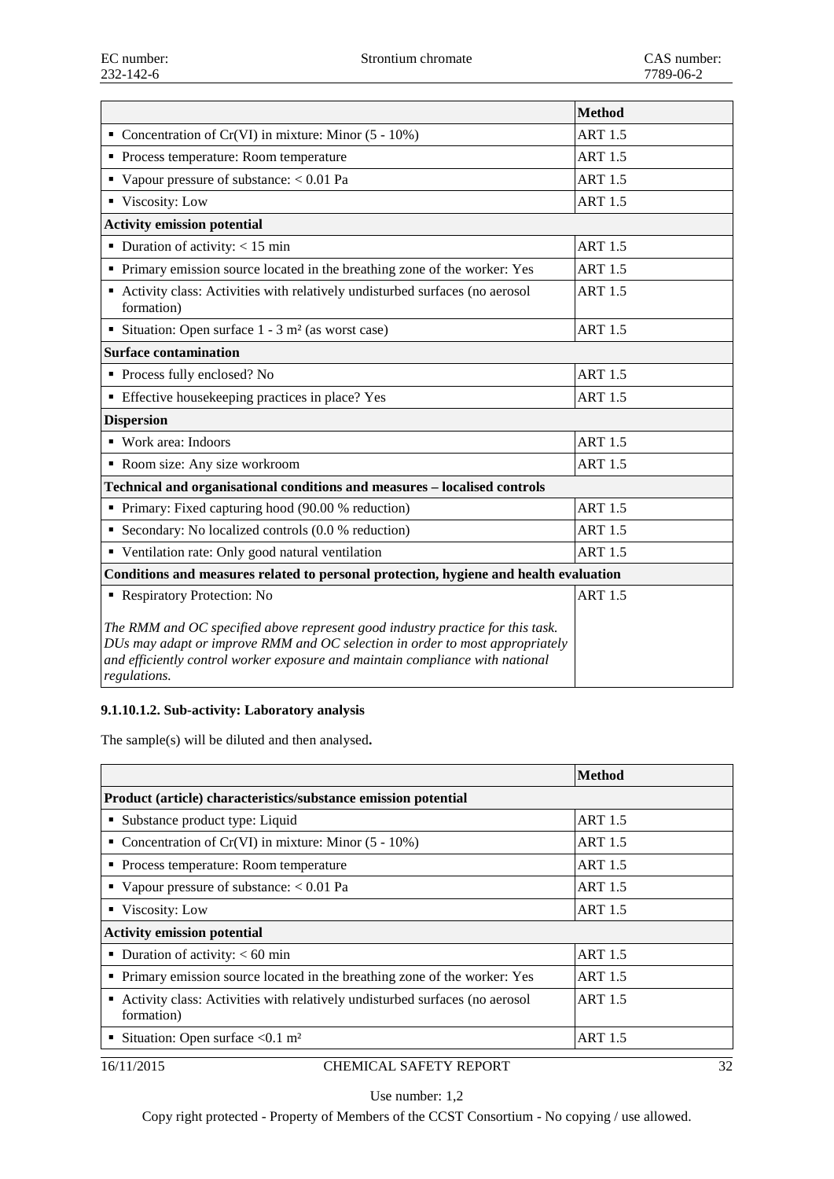| | Method |
|---|---|
| ▪ Concentration of Cr(VI) in mixture: Minor (5 - 10%) | ART 1.5 |
| ▪ Process temperature: Room temperature | ART 1.5 |
| ▪ Vapour pressure of substance: < 0.01 Pa | ART 1.5 |
| ▪ Viscosity: Low | ART 1.5 |
| **Activity emission potential** | |
| ▪ Duration of activity: < 15 min | ART 1.5 |
| ▪ Primary emission source located in the breathing zone of the worker: Yes | ART 1.5 |
| ▪ Activity class: Activities with relatively undisturbed surfaces (no aerosol formation) | ART 1.5 |
| ▪ Situation: Open surface 1 - 3 m² (as worst case) | ART 1.5 |
| **Surface contamination** | |
| ▪ Process fully enclosed? No | ART 1.5 |
| ▪ Effective housekeeping practices in place? Yes | ART 1.5 |
| **Dispersion** | |
| ▪ Work area: Indoors | ART 1.5 |
| ▪ Room size: Any size workroom | ART 1.5 |
| **Technical and organisational conditions and measures – localised controls** | |
| ▪ Primary: Fixed capturing hood (90.00 % reduction) | ART 1.5 |
| ▪ Secondary: No localized controls (0.0 % reduction) | ART 1.5 |
| ▪ Ventilation rate: Only good natural ventilation | ART 1.5 |
| **Conditions and measures related to personal protection, hygiene and health evaluation** | |
| ▪ Respiratory Protection: No<br><br>*The RMM and OC specified above represent good industry practice for this task. DUs may adapt or improve RMM and OC selection in order to most appropriately and efficiently control worker exposure and maintain compliance with national regulations.* | ART 1.5 |

#### 9.1.10.1.2. Sub-activity: Laboratory analysis

The sample(s) will be diluted and then analysed**.**

| | Method |
|---|---|
| **Product (article) characteristics/substance emission potential** | |
| ▪ Substance product type: Liquid | ART 1.5 |
| ▪ Concentration of Cr(VI) in mixture: Minor (5 - 10%) | ART 1.5 |
| ▪ Process temperature: Room temperature | ART 1.5 |
| ▪ Vapour pressure of substance: < 0.01 Pa | ART 1.5 |
| ▪ Viscosity: Low | ART 1.5 |
| **Activity emission potential** | |
| ▪ Duration of activity: < 60 min | ART 1.5 |
| ▪ Primary emission source located in the breathing zone of the worker: Yes | ART 1.5 |
| ▪ Activity class: Activities with relatively undisturbed surfaces (no aerosol formation) | ART 1.5 |
| ▪ Situation: Open surface <0.1 m² | ART 1.5 |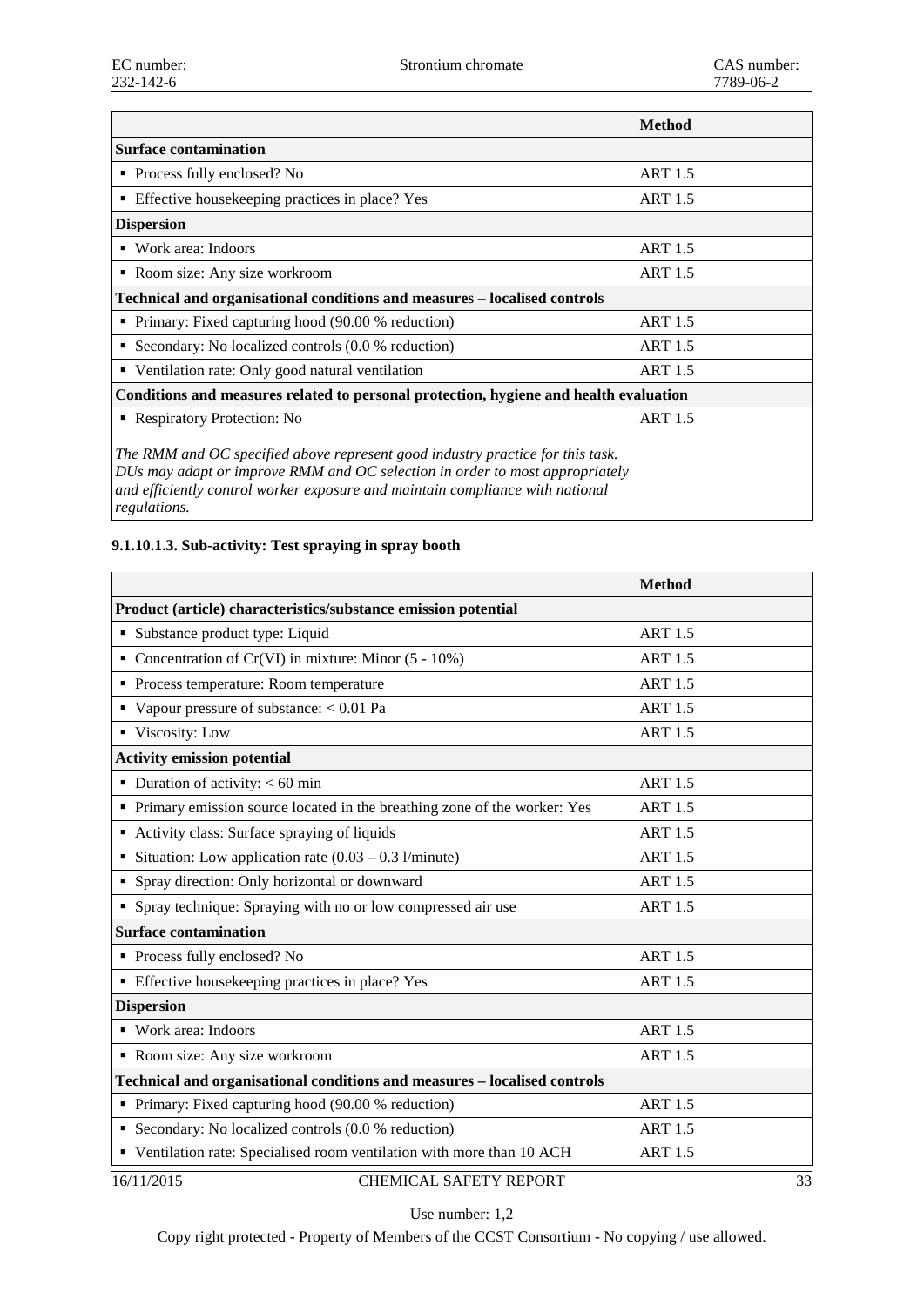| | Method |
|---|---|
| **Surface contamination** | |
| ▪ Process fully enclosed? No | ART 1.5 |
| ▪ Effective housekeeping practices in place? Yes | ART 1.5 |
| **Dispersion** | |
| ▪ Work area: Indoors | ART 1.5 |
| ▪ Room size: Any size workroom | ART 1.5 |
| **Technical and organisational conditions and measures – localised controls** | |
| ▪ Primary: Fixed capturing hood (90.00 % reduction) | ART 1.5 |
| ▪ Secondary: No localized controls (0.0 % reduction) | ART 1.5 |
| ▪ Ventilation rate: Only good natural ventilation | ART 1.5 |
| **Conditions and measures related to personal protection, hygiene and health evaluation** | |
| ▪ Respiratory Protection: No<br><br>*The RMM and OC specified above represent good industry practice for this task. DUs may adapt or improve RMM and OC selection in order to most appropriately and efficiently control worker exposure and maintain compliance with national regulations.* | ART 1.5 |

#### 9.1.10.1.3. Sub-activity: Test spraying in spray booth

| | Method |
|---|---|
| **Product (article) characteristics/substance emission potential** | |
| ▪ Substance product type: Liquid | ART 1.5 |
| ▪ Concentration of Cr(VI) in mixture: Minor (5 - 10%) | ART 1.5 |
| ▪ Process temperature: Room temperature | ART 1.5 |
| ▪ Vapour pressure of substance: < 0.01 Pa | ART 1.5 |
| ▪ Viscosity: Low | ART 1.5 |
| **Activity emission potential** | |
| ▪ Duration of activity: < 60 min | ART 1.5 |
| ▪ Primary emission source located in the breathing zone of the worker: Yes | ART 1.5 |
| ▪ Activity class: Surface spraying of liquids | ART 1.5 |
| ▪ Situation: Low application rate (0.03 – 0.3 l/minute) | ART 1.5 |
| ▪ Spray direction: Only horizontal or downward | ART 1.5 |
| ▪ Spray technique: Spraying with no or low compressed air use | ART 1.5 |
| **Surface contamination** | |
| ▪ Process fully enclosed? No | ART 1.5 |
| ▪ Effective housekeeping practices in place? Yes | ART 1.5 |
| **Dispersion** | |
| ▪ Work area: Indoors | ART 1.5 |
| ▪ Room size: Any size workroom | ART 1.5 |
| **Technical and organisational conditions and measures – localised controls** | |
| ▪ Primary: Fixed capturing hood (90.00 % reduction) | ART 1.5 |
| ▪ Secondary: No localized controls (0.0 % reduction) | ART 1.5 |
| ▪ Ventilation rate: Specialised room ventilation with more than 10 ACH | ART 1.5 |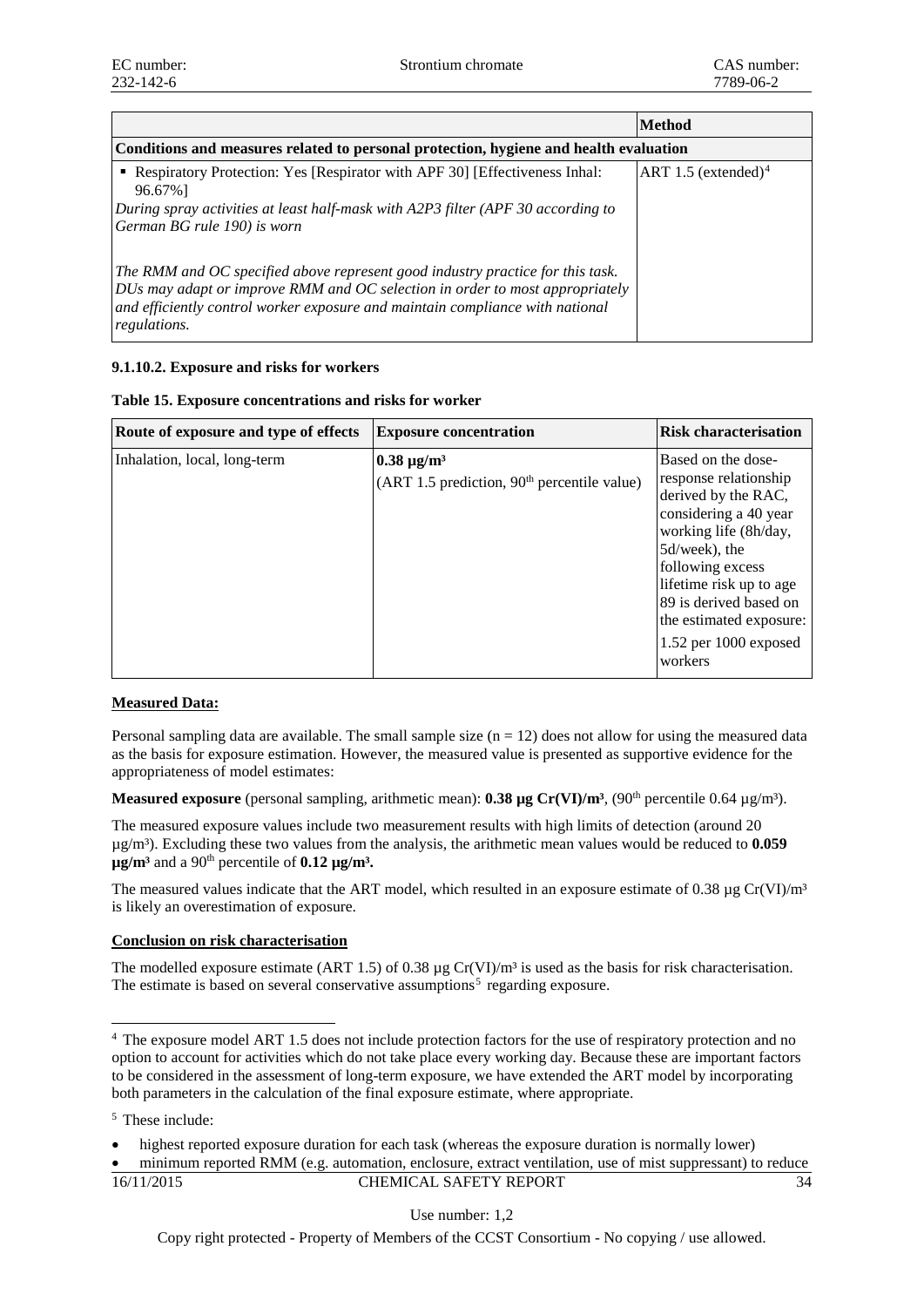| | Method |
|---|---|
| **Conditions and measures related to personal protection, hygiene and health evaluation** | |
| ▪ Respiratory Protection: Yes [Respirator with APF 30] [Effectiveness Inhal: 96.67%]<br>*During spray activities at least half-mask with A2P3 filter (APF 30 according to German BG rule 190) is worn*<br><br>*The RMM and OC specified above represent good industry practice for this task. DUs may adapt or improve RMM and OC selection in order to most appropriately and efficiently control worker exposure and maintain compliance with national regulations.* | ART 1.5 (extended)[4] |

**9.1.10.2. Exposure and risks for workers**

**Table 15. Exposure concentrations and risks for worker**

| Route of exposure and type of effects | Exposure concentration | Risk characterisation |
|---|---|---|
| Inhalation, local, long-term | **0.38 µg/m³**<br>(ART 1.5 prediction, 90th percentile value) | Based on the dose-response relationship derived by the RAC, considering a 40 year working life (8h/day, 5d/week), the following excess lifetime risk up to age 89 is derived based on the estimated exposure:<br>1.52 per 1000 exposed workers |

**Measured Data:**

Personal sampling data are available. The small sample size (n = 12) does not allow for using the measured data as the basis for exposure estimation. However, the measured value is presented as supportive evidence for the appropriateness of model estimates:

**Measured exposure** (personal sampling, arithmetic mean): **0.38 µg Cr(VI)/m³**, (90th percentile 0.64 µg/m³).

The measured exposure values include two measurement results with high limits of detection (around 20 µg/m³). Excluding these two values from the analysis, the arithmetic mean values would be reduced to **0.059 µg/m³** and a 90th percentile of **0.12 µg/m³.**

The measured values indicate that the ART model, which resulted in an exposure estimate of 0.38 µg Cr(VI)/m³ is likely an overestimation of exposure.

**Conclusion on risk characterisation**

The modelled exposure estimate (ART 1.5) of 0.38 µg Cr(VI)/m³ is used as the basis for risk characterisation. The estimate is based on several conservative assumptions[5] regarding exposure.

---

[4] The exposure model ART 1.5 does not include protection factors for the use of respiratory protection and no option to account for activities which do not take place every working day. Because these are important factors to be considered in the assessment of long-term exposure, we have extended the ART model by incorporating both parameters in the calculation of the final exposure estimate, where appropriate.

[5] These include:

- highest reported exposure duration for each task (whereas the exposure duration is normally lower)
- minimum reported RMM (e.g. automation, enclosure, extract ventilation, use of mist suppressant) to reduce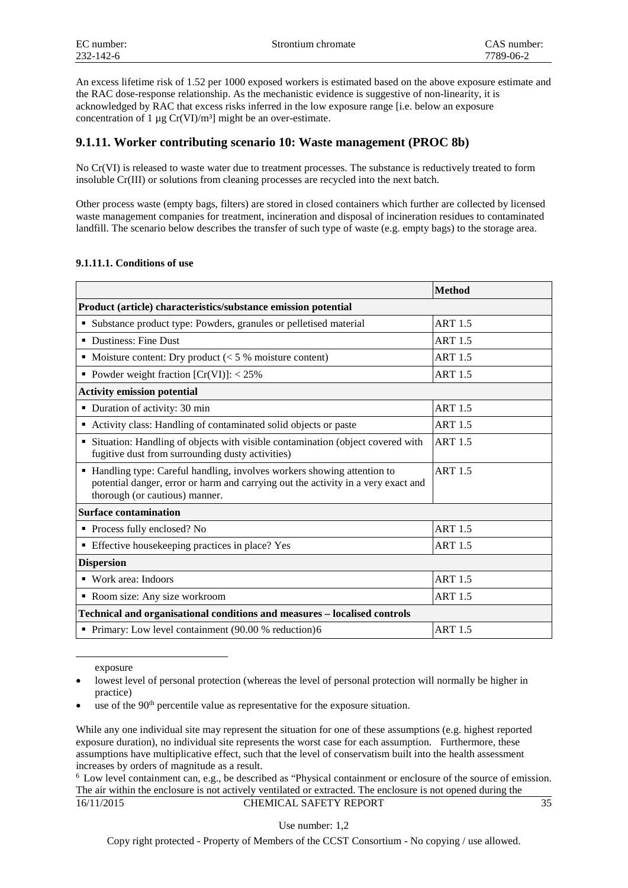An excess lifetime risk of 1.52 per 1000 exposed workers is estimated based on the above exposure estimate and the RAC dose-response relationship. As the mechanistic evidence is suggestive of non-linearity, it is acknowledged by RAC that excess risks inferred in the low exposure range [i.e. below an exposure concentration of 1 µg Cr(VI)/m³] might be an over-estimate.

## 9.1.11. Worker contributing scenario 10: Waste management (PROC 8b)

No Cr(VI) is released to waste water due to treatment processes. The substance is reductively treated to form insoluble Cr(III) or solutions from cleaning processes are recycled into the next batch.

Other process waste (empty bags, filters) are stored in closed containers which further are collected by licensed waste management companies for treatment, incineration and disposal of incineration residues to contaminated landfill. The scenario below describes the transfer of such type of waste (e.g. empty bags) to the storage area.

#### 9.1.11.1. Conditions of use

| | Method |
|---|---|
| **Product (article) characteristics/substance emission potential** | |
| ▪ Substance product type: Powders, granules or pelletised material | ART 1.5 |
| ▪ Dustiness: Fine Dust | ART 1.5 |
| ▪ Moisture content: Dry product (< 5 % moisture content) | ART 1.5 |
| ▪ Powder weight fraction [Cr(VI)]: < 25% | ART 1.5 |
| **Activity emission potential** | |
| ▪ Duration of activity: 30 min | ART 1.5 |
| ▪ Activity class: Handling of contaminated solid objects or paste | ART 1.5 |
| ▪ Situation: Handling of objects with visible contamination (object covered with fugitive dust from surrounding dusty activities) | ART 1.5 |
| ▪ Handling type: Careful handling, involves workers showing attention to potential danger, error or harm and carrying out the activity in a very exact and thorough (or cautious) manner. | ART 1.5 |
| **Surface contamination** | |
| ▪ Process fully enclosed? No | ART 1.5 |
| ▪ Effective housekeeping practices in place? Yes | ART 1.5 |
| **Dispersion** | |
| ▪ Work area: Indoors | ART 1.5 |
| ▪ Room size: Any size workroom | ART 1.5 |
| **Technical and organisational conditions and measures – localised controls** | |
| ▪ Primary: Low level containment (90.00 % reduction)[6] | ART 1.5 |

exposure

- lowest level of personal protection (whereas the level of personal protection will normally be higher in practice)
- use of the 90th percentile value as representative for the exposure situation.

While any one individual site may represent the situation for one of these assumptions (e.g. highest reported exposure duration), no individual site represents the worst case for each assumption. Furthermore, these assumptions have multiplicative effect, such that the level of conservatism built into the health assessment increases by orders of magnitude as a result.

[6] Low level containment can, e.g., be described as "Physical containment or enclosure of the source of emission. The air within the enclosure is not actively ventilated or extracted. The enclosure is not opened during the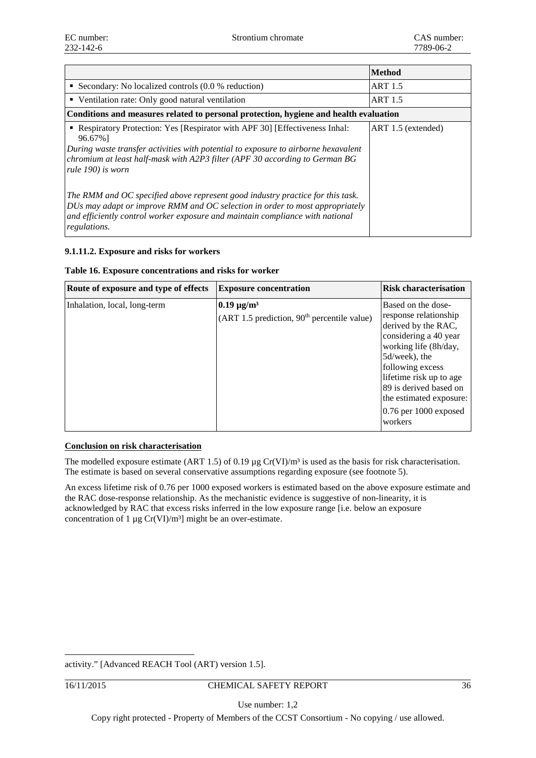| | Method |
|---|---|
| ▪ Secondary: No localized controls (0.0 % reduction) | ART 1.5 |
| ▪ Ventilation rate: Only good natural ventilation | ART 1.5 |
| **Conditions and measures related to personal protection, hygiene and health evaluation** | |
| ▪ Respiratory Protection: Yes [Respirator with APF 30] [Effectiveness Inhal: 96.67%]<br>*During waste transfer activities with potential to exposure to airborne hexavalent chromium at least half-mask with A2P3 filter (APF 30 according to German BG rule 190) is worn*<br><br>*The RMM and OC specified above represent good industry practice for this task. DUs may adapt or improve RMM and OC selection in order to most appropriately and efficiently control worker exposure and maintain compliance with national regulations.* | ART 1.5 (extended) |

#### 9.1.11.2. Exposure and risks for workers

**Table 16. Exposure concentrations and risks for worker**

| Route of exposure and type of effects | Exposure concentration | Risk characterisation |
|---|---|---|
| Inhalation, local, long-term | **0.19 µg/m³**<br>(ART 1.5 prediction, 90th percentile value) | Based on the dose-response relationship derived by the RAC, considering a 40 year working life (8h/day, 5d/week), the following excess lifetime risk up to age 89 is derived based on the estimated exposure:<br>0.76 per 1000 exposed workers |

**Conclusion on risk characterisation**

The modelled exposure estimate (ART 1.5) of 0.19 µg Cr(VI)/m³ is used as the basis for risk characterisation. The estimate is based on several conservative assumptions regarding exposure (see footnote 5).

An excess lifetime risk of 0.76 per 1000 exposed workers is estimated based on the above exposure estimate and the RAC dose-response relationship. As the mechanistic evidence is suggestive of non-linearity, it is acknowledged by RAC that excess risks inferred in the low exposure range [i.e. below an exposure concentration of 1 µg Cr(VI)/m³] might be an over-estimate.

activity." [Advanced REACH Tool (ART) version 1.5].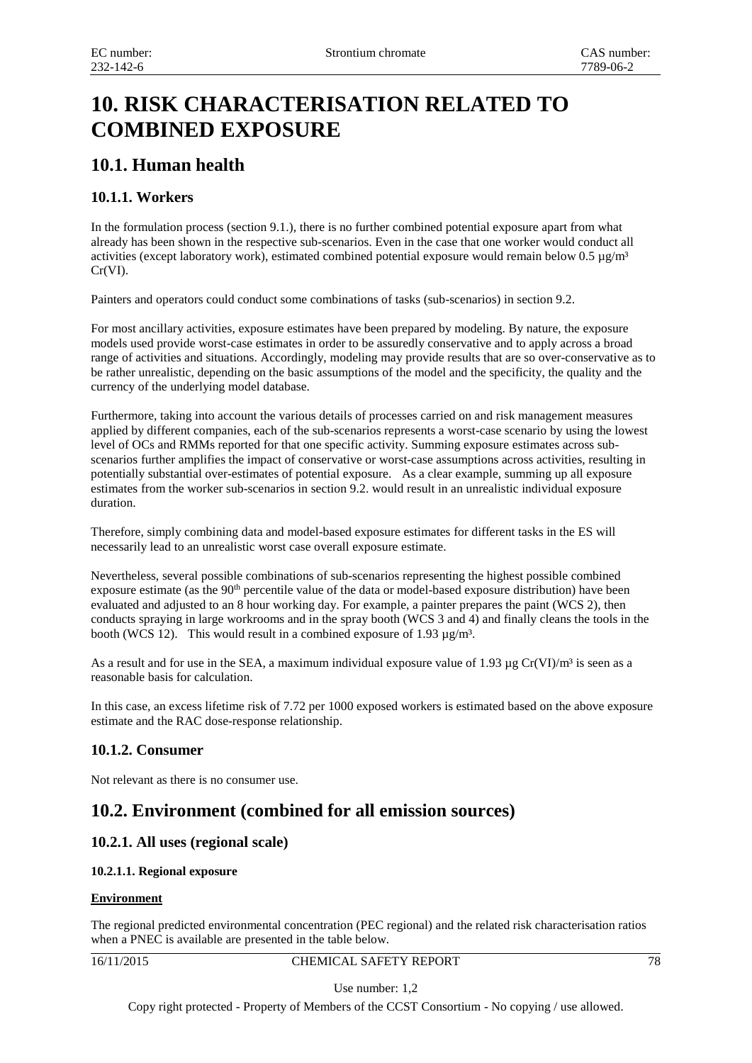# 10. RISK CHARACTERISATION RELATED TO COMBINED EXPOSURE

## 10.1. Human health

### 10.1.1. Workers

In the formulation process (section 9.1.), there is no further combined potential exposure apart from what already has been shown in the respective sub-scenarios. Even in the case that one worker would conduct all activities (except laboratory work), estimated combined potential exposure would remain below 0.5 µg/m³ Cr(VI).

Painters and operators could conduct some combinations of tasks (sub-scenarios) in section 9.2.

For most ancillary activities, exposure estimates have been prepared by modeling. By nature, the exposure models used provide worst-case estimates in order to be assuredly conservative and to apply across a broad range of activities and situations. Accordingly, modeling may provide results that are so over-conservative as to be rather unrealistic, depending on the basic assumptions of the model and the specificity, the quality and the currency of the underlying model database.

Furthermore, taking into account the various details of processes carried on and risk management measures applied by different companies, each of the sub-scenarios represents a worst-case scenario by using the lowest level of OCs and RMMs reported for that one specific activity. Summing exposure estimates across sub-scenarios further amplifies the impact of conservative or worst-case assumptions across activities, resulting in potentially substantial over-estimates of potential exposure. As a clear example, summing up all exposure estimates from the worker sub-scenarios in section 9.2. would result in an unrealistic individual exposure duration.

Therefore, simply combining data and model-based exposure estimates for different tasks in the ES will necessarily lead to an unrealistic worst case overall exposure estimate.

Nevertheless, several possible combinations of sub-scenarios representing the highest possible combined exposure estimate (as the 90th percentile value of the data or model-based exposure distribution) have been evaluated and adjusted to an 8 hour working day. For example, a painter prepares the paint (WCS 2), then conducts spraying in large workrooms and in the spray booth (WCS 3 and 4) and finally cleans the tools in the booth (WCS 12). This would result in a combined exposure of 1.93 µg/m³.

As a result and for use in the SEA, a maximum individual exposure value of 1.93 µg Cr(VI)/m³ is seen as a reasonable basis for calculation.

In this case, an excess lifetime risk of 7.72 per 1000 exposed workers is estimated based on the above exposure estimate and the RAC dose-response relationship.

### 10.1.2. Consumer

Not relevant as there is no consumer use.

## 10.2. Environment (combined for all emission sources)

### 10.2.1. All uses (regional scale)

#### 10.2.1.1. Regional exposure

**Environment**

The regional predicted environmental concentration (PEC regional) and the related risk characterisation ratios when a PNEC is available are presented in the table below.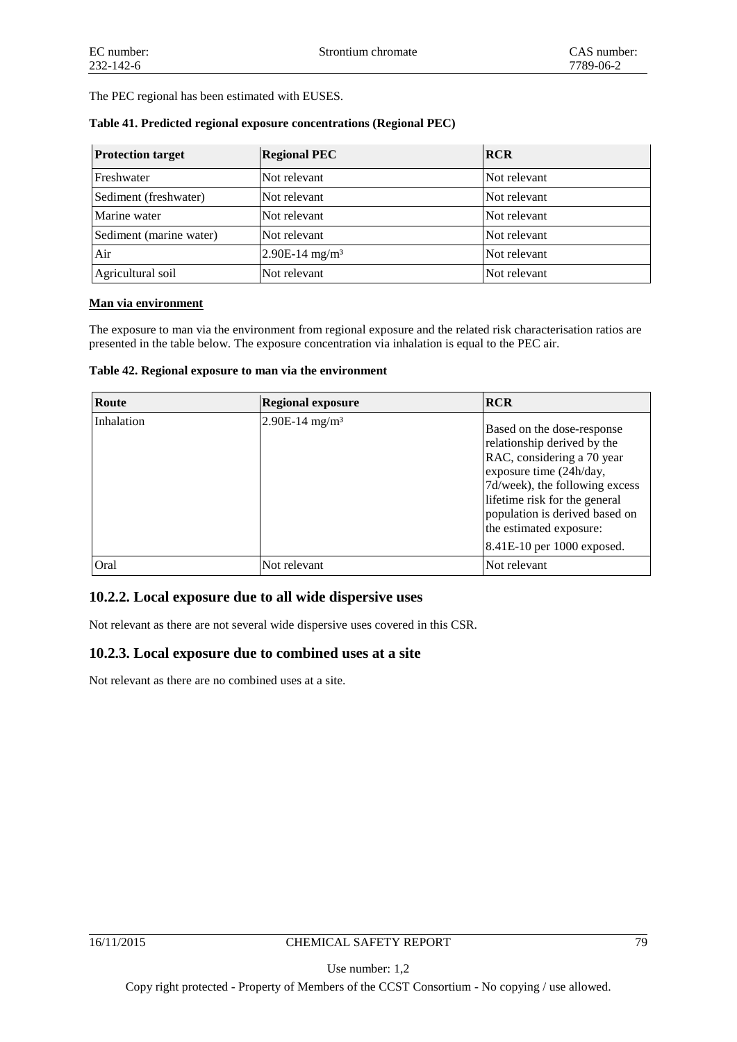The PEC regional has been estimated with EUSES.

**Table 41. Predicted regional exposure concentrations (Regional PEC)**

| Protection target | Regional PEC | RCR |
|---|---|---|
| Freshwater | Not relevant | Not relevant |
| Sediment (freshwater) | Not relevant | Not relevant |
| Marine water | Not relevant | Not relevant |
| Sediment (marine water) | Not relevant | Not relevant |
| Air | 2.90E-14 mg/m³ | Not relevant |
| Agricultural soil | Not relevant | Not relevant |

**Man via environment**

The exposure to man via the environment from regional exposure and the related risk characterisation ratios are presented in the table below. The exposure concentration via inhalation is equal to the PEC air.

**Table 42. Regional exposure to man via the environment**

| Route | Regional exposure | RCR |
|---|---|---|
| Inhalation | 2.90E-14 mg/m³ | Based on the dose-response relationship derived by the RAC, considering a 70 year exposure time (24h/day, 7d/week), the following excess lifetime risk for the general population is derived based on the estimated exposure: 8.41E-10 per 1000 exposed. |
| Oral | Not relevant | Not relevant |

## 10.2.2. Local exposure due to all wide dispersive uses

Not relevant as there are not several wide dispersive uses covered in this CSR.

## 10.2.3. Local exposure due to combined uses at a site

Not relevant as there are no combined uses at a site.